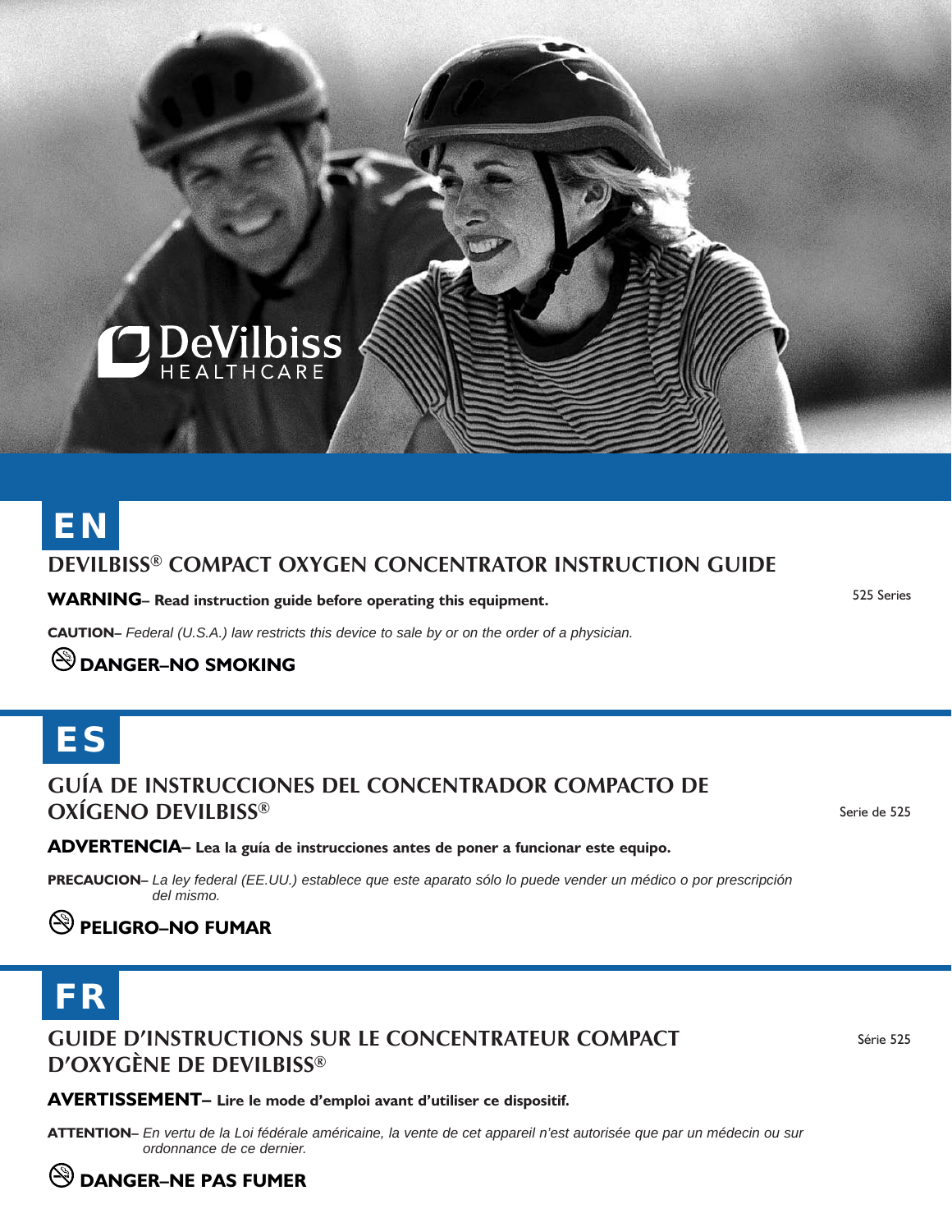DeVilbiss HEALTHCARE

# EN

## DEVILBISS® COMPACT OXYGEN CONCENTRATOR INSTRUCTION GUIDE

525 Series

**WARNING– Read instruction guide before operating this equipment.**

**CAUTION–** *Federal (U.S.A.) law restricts this device to sale by or on the order of a physician.*

**DANGER–NO SMOKING**

# ES

## GUÍA DE INSTRUCCIONES DEL CONCENTRADOR COMPACTO DE OXÍGENO DEVILBISS®

Serie de 525

**ADVERTENCIA– Lea la guía de instrucciones antes de poner a funcionar este equipo.**

**PRECAUCION–** *La ley federal (EE.UU.) establece que este aparato sólo lo puede vender un médico o por prescripción del mismo.*

**PELIGRO–NO FUMAR**

# FR

## GUIDE D'INSTRUCTIONS SUR LE CONCENTRATEUR COMPACT D'OXYGÈNE DE DEVILBISS®

Série 525

**AVERTISSEMENT– Lire le mode d'emploi avant d'utiliser ce dispositif.**

**ATTENTION–** *En vertu de la Loi fédérale américaine, la vente de cet appareil n'est autorisée que par un médecin ou sur ordonnance de ce dernier.*

**DANGER–NE PAS FUMER**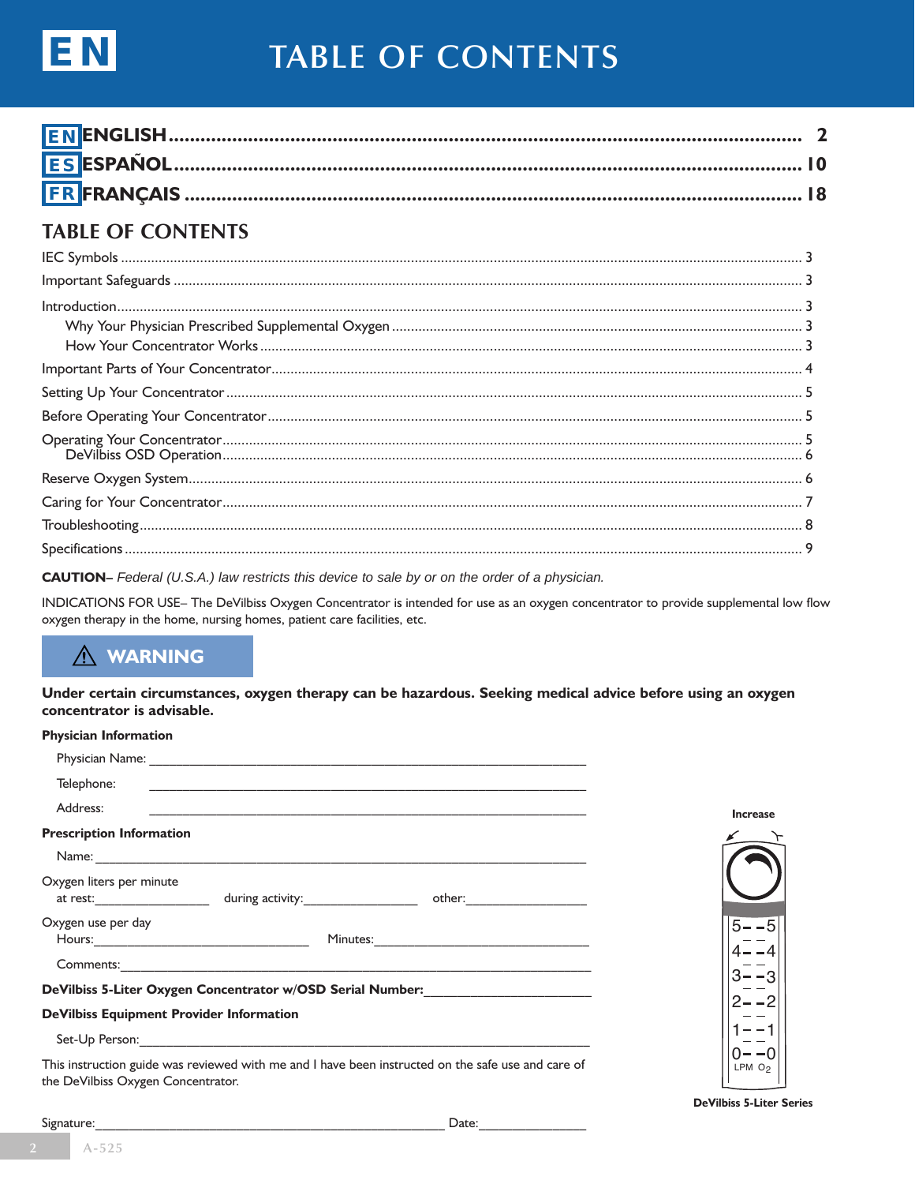# TABLE OF CONTENTS

**EN ENGLISH** .......................................................... 2
**ES ESPAÑOL** .......................................................... 10
**FR FRANÇAIS** .......................................................... 18

## TABLE OF CONTENTS

IEC Symbols .......................................................... 3
Important Safeguards .......................................................... 3
Introduction .......................................................... 3
- Why Your Physician Prescribed Supplemental Oxygen .......................................................... 3
- How Your Concentrator Works .......................................................... 3

Important Parts of Your Concentrator .......................................................... 4
Setting Up Your Concentrator .......................................................... 5
Before Operating Your Concentrator .......................................................... 5
Operating Your Concentrator .......................................................... 5
- DeVilbiss OSD Operation .......................................................... 6

Reserve Oxygen System .......................................................... 6
Caring for Your Concentrator .......................................................... 7
Troubleshooting .......................................................... 8
Specifications .......................................................... 9

**CAUTION**– *Federal (U.S.A.) law restricts this device to sale by or on the order of a physician.*

INDICATIONS FOR USE– The DeVilbiss Oxygen Concentrator is intended for use as an oxygen concentrator to provide supplemental low flow oxygen therapy in the home, nursing homes, patient care facilities, etc.

### ⚠ WARNING

**Under certain circumstances, oxygen therapy can be hazardous. Seeking medical advice before using an oxygen concentrator is advisable.**

**Physician Information**

Physician Name: ______________________________

Telephone: ______________________________

Address: ______________________________

**Prescription Information**

Name: ______________________________

Oxygen liters per minute
at rest: ____________ during activity: ____________ other: ____________

Oxygen use per day
Hours: ____________ Minutes: ____________

Comments: ______________________________

**DeVilbiss 5-Liter Oxygen Concentrator w/OSD Serial Number:** ____________

**DeVilbiss Equipment Provider Information**

Set-Up Person: ______________________________

This instruction guide was reviewed with me and I have been instructed on the safe use and care of the DeVilbiss Oxygen Concentrator.

Signature: ______________________________ Date: ____________

Increase

5 – – 5
4 – – 4
3 – – 3
2 – – 2
1 – – 1
0 – – 0
LPM $O_2$

DeVilbiss 5-Liter Series

A-525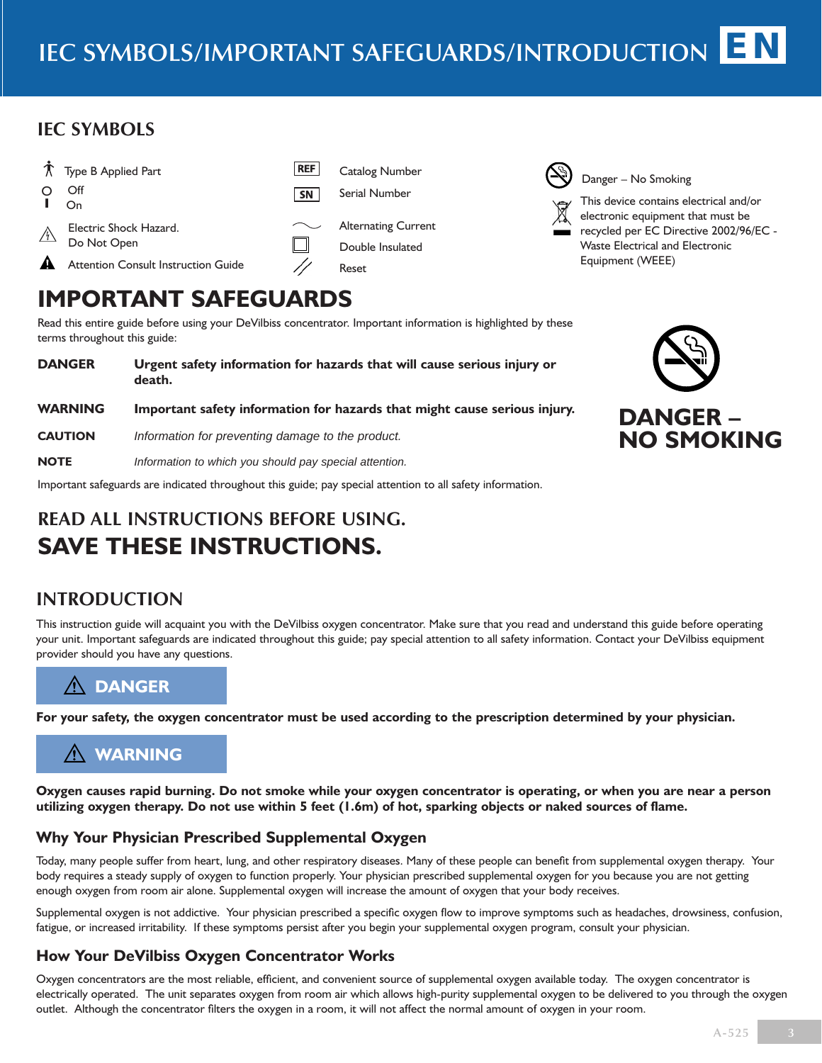# IEC SYMBOLS/IMPORTANT SAFEGUARDS/INTRODUCTION EN

## IEC SYMBOLS

| Symbol | Meaning |
|---|---|
| | Type B Applied Part |
| O | Off |
| I | On |
| | Electric Shock Hazard. Do Not Open |
| | Attention Consult Instruction Guide |
| REF | Catalog Number |
| SN | Serial Number |
| ~ | Alternating Current |
| | Double Insulated |
| | Reset |
| | Danger – No Smoking |
| | This device contains electrical and/or electronic equipment that must be recycled per EC Directive 2002/96/EC - Waste Electrical and Electronic Equipment (WEEE) |

## IMPORTANT SAFEGUARDS

Read this entire guide before using your DeVilbiss concentrator. Important information is highlighted by these terms throughout this guide:

**DANGER** **Urgent safety information for hazards that will cause serious injury or death.**

**WARNING** **Important safety information for hazards that might cause serious injury.**

**CAUTION** *Information for preventing damage to the product.*

**NOTE** *Information to which you should pay special attention.*

Important safeguards are indicated throughout this guide; pay special attention to all safety information.

**DANGER – NO SMOKING**

## READ ALL INSTRUCTIONS BEFORE USING.

## SAVE THESE INSTRUCTIONS.

## INTRODUCTION

This instruction guide will acquaint you with the DeVilbiss oxygen concentrator. Make sure that you read and understand this guide before operating your unit. Important safeguards are indicated throughout this guide; pay special attention to all safety information. Contact your DeVilbiss equipment provider should you have any questions.

**⚠ DANGER**

**For your safety, the oxygen concentrator must be used according to the prescription determined by your physician.**

**⚠ WARNING**

**Oxygen causes rapid burning. Do not smoke while your oxygen concentrator is operating, or when you are near a person utilizing oxygen therapy. Do not use within 5 feet (1.6m) of hot, sparking objects or naked sources of flame.**

### Why Your Physician Prescribed Supplemental Oxygen

Today, many people suffer from heart, lung, and other respiratory diseases. Many of these people can benefit from supplemental oxygen therapy. Your body requires a steady supply of oxygen to function properly. Your physician prescribed supplemental oxygen for you because you are not getting enough oxygen from room air alone. Supplemental oxygen will increase the amount of oxygen that your body receives.

Supplemental oxygen is not addictive. Your physician prescribed a specific oxygen flow to improve symptoms such as headaches, drowsiness, confusion, fatigue, or increased irritability. If these symptoms persist after you begin your supplemental oxygen program, consult your physician.

### How Your DeVilbiss Oxygen Concentrator Works

Oxygen concentrators are the most reliable, efficient, and convenient source of supplemental oxygen available today. The oxygen concentrator is electrically operated. The unit separates oxygen from room air which allows high-purity supplemental oxygen to be delivered to you through the oxygen outlet. Although the concentrator filters the oxygen in a room, it will not affect the normal amount of oxygen in your room.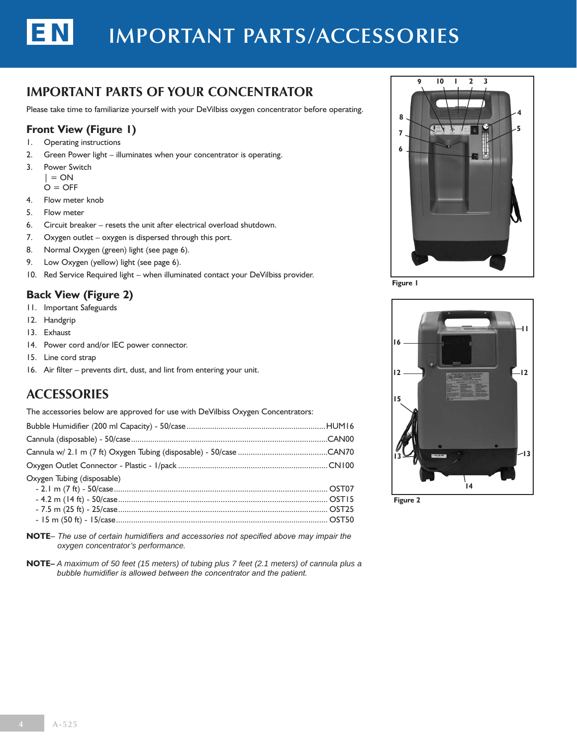# IMPORTANT PARTS/ACCESSORIES

## IMPORTANT PARTS OF YOUR CONCENTRATOR

Please take time to familiarize yourself with your DeVilbiss oxygen concentrator before operating.

### Front View (Figure 1)

1. Operating instructions
2. Green Power light – illuminates when your concentrator is operating.
3. Power Switch
   | = ON
   O = OFF
4. Flow meter knob
5. Flow meter
6. Circuit breaker – resets the unit after electrical overload shutdown.
7. Oxygen outlet – oxygen is dispersed through this port.
8. Normal Oxygen (green) light (see page 6).
9. Low Oxygen (yellow) light (see page 6).
10. Red Service Required light – when illuminated contact your DeVilbiss provider.

### Back View (Figure 2)

11. Important Safeguards
12. Handgrip
13. Exhaust
14. Power cord and/or IEC power connector.
15. Line cord strap
16. Air filter – prevents dirt, dust, and lint from entering your unit.

Figure 1

Figure 2

## ACCESSORIES

The accessories below are approved for use with DeVilbiss Oxygen Concentrators:

Bubble Humidifier (200 ml Capacity) - 50/case ........ HUM16
Cannula (disposable) - 50/case ........ CAN00
Cannula w/ 2.1 m (7 ft) Oxygen Tubing (disposable) - 50/case ........ CAN70
Oxygen Outlet Connector - Plastic - 1/pack ........ CN100
Oxygen Tubing (disposable)
- 2.1 m (7 ft) - 50/case ........ OST07
- 4.2 m (14 ft) - 50/case ........ OST15
- 7.5 m (25 ft) - 25/case ........ OST25
- 15 m (50 ft) - 15/case ........ OST50

**NOTE**– *The use of certain humidifiers and accessories not specified above may impair the oxygen concentrator's performance.*

**NOTE**– *A maximum of 50 feet (15 meters) of tubing plus 7 feet (2.1 meters) of cannula plus a bubble humidifier is allowed between the concentrator and the patient.*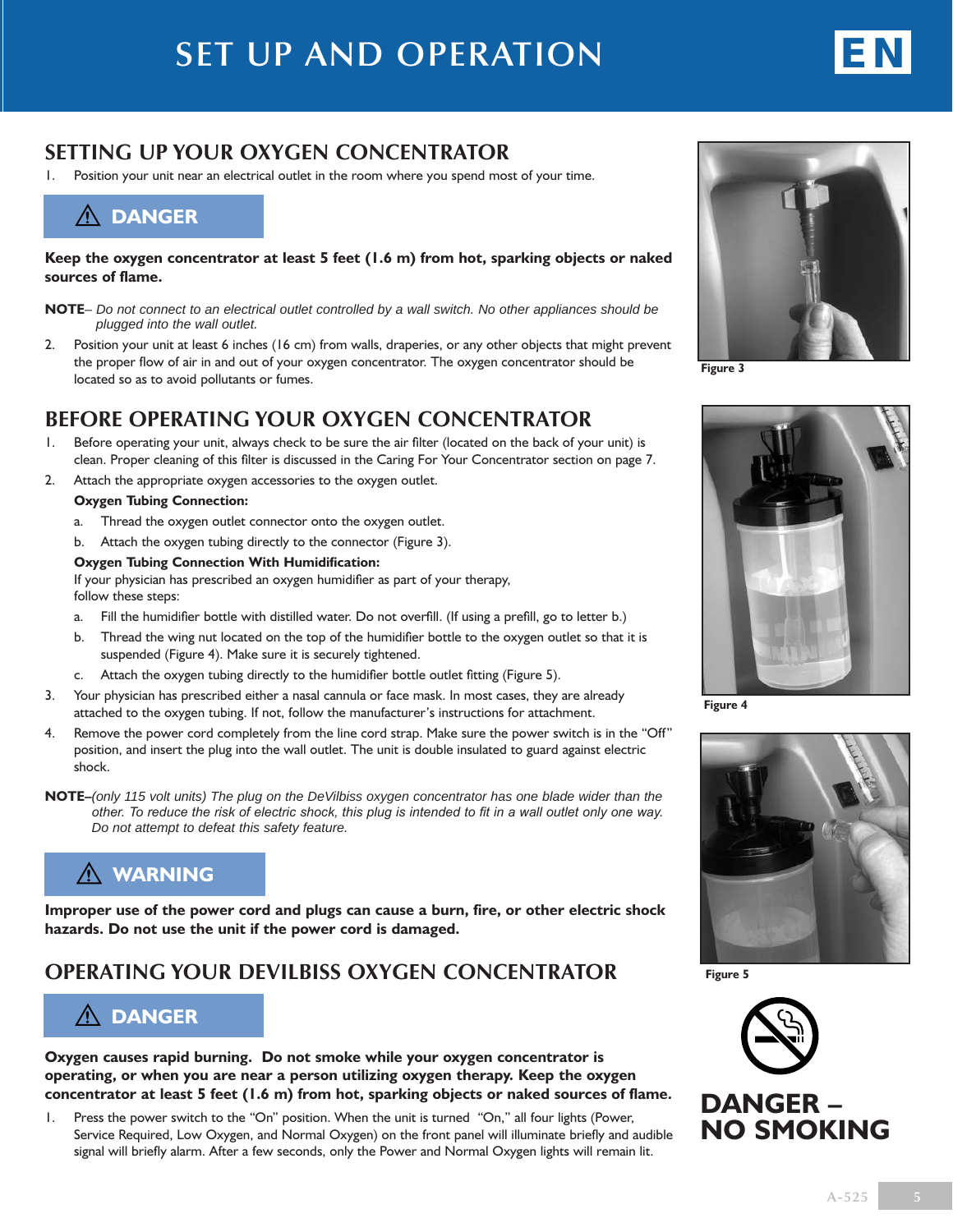# SET UP AND OPERATION

## SETTING UP YOUR OXYGEN CONCENTRATOR

1. Position your unit near an electrical outlet in the room where you spend most of your time.

**⚠ DANGER**

**Keep the oxygen concentrator at least 5 feet (1.6 m) from hot, sparking objects or naked sources of flame.**

**NOTE**– *Do not connect to an electrical outlet controlled by a wall switch. No other appliances should be plugged into the wall outlet.*

2. Position your unit at least 6 inches (16 cm) from walls, draperies, or any other objects that might prevent the proper flow of air in and out of your oxygen concentrator. The oxygen concentrator should be located so as to avoid pollutants or fumes.

## BEFORE OPERATING YOUR OXYGEN CONCENTRATOR

1. Before operating your unit, always check to be sure the air filter (located on the back of your unit) is clean. Proper cleaning of this filter is discussed in the Caring For Your Concentrator section on page 7.
2. Attach the appropriate oxygen accessories to the oxygen outlet.

   **Oxygen Tubing Connection:**

   a. Thread the oxygen outlet connector onto the oxygen outlet.

   b. Attach the oxygen tubing directly to the connector (Figure 3).

   **Oxygen Tubing Connection With Humidification:**

   If your physician has prescribed an oxygen humidifier as part of your therapy, follow these steps:

   a. Fill the humidifier bottle with distilled water. Do not overfill. (If using a prefill, go to letter b.)

   b. Thread the wing nut located on the top of the humidifier bottle to the oxygen outlet so that it is suspended (Figure 4). Make sure it is securely tightened.

   c. Attach the oxygen tubing directly to the humidifier bottle outlet fitting (Figure 5).

3. Your physician has prescribed either a nasal cannula or face mask. In most cases, they are already attached to the oxygen tubing. If not, follow the manufacturer's instructions for attachment.
4. Remove the power cord completely from the line cord strap. Make sure the power switch is in the "Off" position, and insert the plug into the wall outlet. The unit is double insulated to guard against electric shock.

**NOTE**–*(only 115 volt units) The plug on the DeVilbiss oxygen concentrator has one blade wider than the other. To reduce the risk of electric shock, this plug is intended to fit in a wall outlet only one way. Do not attempt to defeat this safety feature.*

**⚠ WARNING**

**Improper use of the power cord and plugs can cause a burn, fire, or other electric shock hazards. Do not use the unit if the power cord is damaged.**

## OPERATING YOUR DEVILBISS OXYGEN CONCENTRATOR

**⚠ DANGER**

**Oxygen causes rapid burning. Do not smoke while your oxygen concentrator is operating, or when you are near a person utilizing oxygen therapy. Keep the oxygen concentrator at least 5 feet (1.6 m) from hot, sparking objects or naked sources of flame.**

1. Press the power switch to the "On" position. When the unit is turned "On," all four lights (Power, Service Required, Low Oxygen, and Normal Oxygen) on the front panel will illuminate briefly and audible signal will briefly alarm. After a few seconds, only the Power and Normal Oxygen lights will remain lit.

Figure 3

Figure 4

Figure 5

**DANGER – NO SMOKING**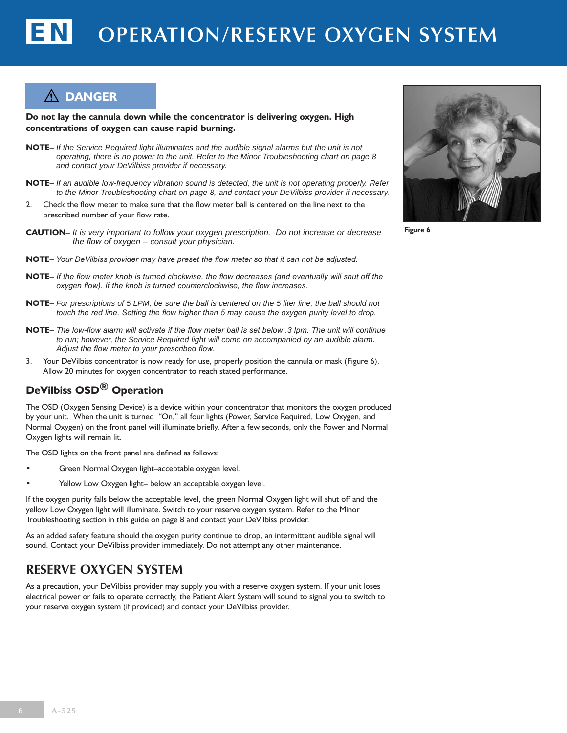# OPERATION/RESERVE OXYGEN SYSTEM

## ⚠ DANGER

**Do not lay the cannula down while the concentrator is delivering oxygen. High concentrations of oxygen can cause rapid burning.**

**NOTE–** *If the Service Required light illuminates and the audible signal alarms but the unit is not operating, there is no power to the unit. Refer to the Minor Troubleshooting chart on page 8 and contact your DeVilbiss provider if necessary.*

**NOTE–** *If an audible low-frequency vibration sound is detected, the unit is not operating properly. Refer to the Minor Troubleshooting chart on page 8, and contact your DeVilbiss provider if necessary.*

2. Check the flow meter to make sure that the flow meter ball is centered on the line next to the prescribed number of your flow rate.

**CAUTION–** *It is very important to follow your oxygen prescription. Do not increase or decrease the flow of oxygen – consult your physician.*

**NOTE–** *Your DeVilbiss provider may have preset the flow meter so that it can not be adjusted.*

**NOTE–** *If the flow meter knob is turned clockwise, the flow decreases (and eventually will shut off the oxygen flow). If the knob is turned counterclockwise, the flow increases.*

**NOTE–** *For prescriptions of 5 LPM, be sure the ball is centered on the 5 liter line; the ball should not touch the red line. Setting the flow higher than 5 may cause the oxygen purity level to drop.*

**NOTE–** *The low-flow alarm will activate if the flow meter ball is set below .3 lpm. The unit will continue to run; however, the Service Required light will come on accompanied by an audible alarm. Adjust the flow meter to your prescribed flow.*

3. Your DeVilbiss concentrator is now ready for use, properly position the cannula or mask (Figure 6). Allow 20 minutes for oxygen concentrator to reach stated performance.

Figure 6

### DeVilbiss OSD® Operation

The OSD (Oxygen Sensing Device) is a device within your concentrator that monitors the oxygen produced by your unit. When the unit is turned "On," all four lights (Power, Service Required, Low Oxygen, and Normal Oxygen) on the front panel will illuminate briefly. After a few seconds, only the Power and Normal Oxygen lights will remain lit.

The OSD lights on the front panel are defined as follows:

- Green Normal Oxygen light–acceptable oxygen level.
- Yellow Low Oxygen light– below an acceptable oxygen level.

If the oxygen purity falls below the acceptable level, the green Normal Oxygen light will shut off and the yellow Low Oxygen light will illuminate. Switch to your reserve oxygen system. Refer to the Minor Troubleshooting section in this guide on page 8 and contact your DeVilbiss provider.

As an added safety feature should the oxygen purity continue to drop, an intermittent audible signal will sound. Contact your DeVilbiss provider immediately. Do not attempt any other maintenance.

## RESERVE OXYGEN SYSTEM

As a precaution, your DeVilbiss provider may supply you with a reserve oxygen system. If your unit loses electrical power or fails to operate correctly, the Patient Alert System will sound to signal you to switch to your reserve oxygen system (if provided) and contact your DeVilbiss provider.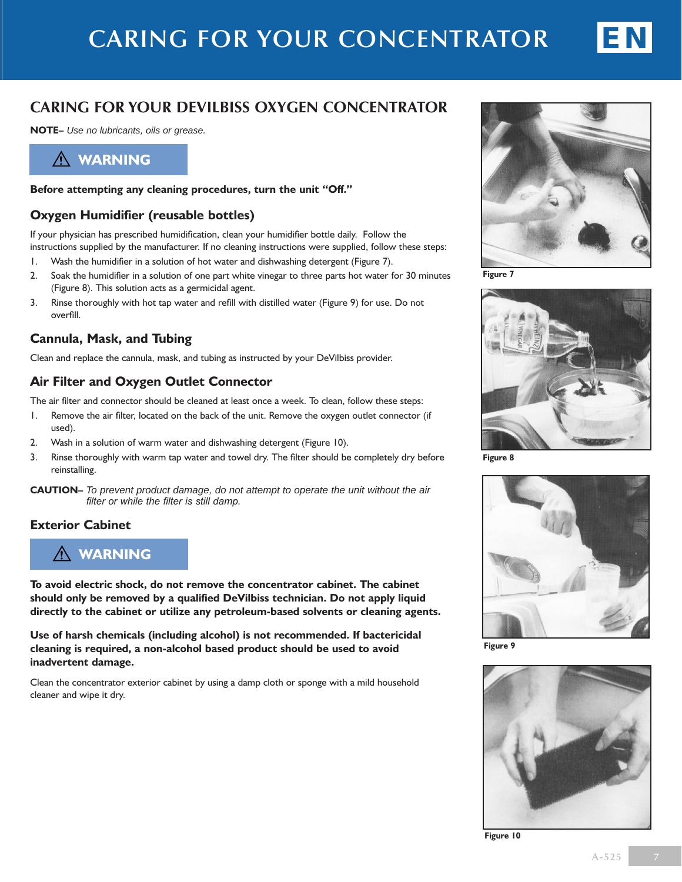# CARING FOR YOUR CONCENTRATOR

## CARING FOR YOUR DEVILBISS OXYGEN CONCENTRATOR

**NOTE–** *Use no lubricants, oils or grease.*

**⚠ WARNING**

**Before attempting any cleaning procedures, turn the unit "Off."**

### Oxygen Humidifier (reusable bottles)

If your physician has prescribed humidification, clean your humidifier bottle daily. Follow the instructions supplied by the manufacturer. If no cleaning instructions were supplied, follow these steps:

1. Wash the humidifier in a solution of hot water and dishwashing detergent (Figure 7).
2. Soak the humidifier in a solution of one part white vinegar to three parts hot water for 30 minutes (Figure 8). This solution acts as a germicidal agent.
3. Rinse thoroughly with hot tap water and refill with distilled water (Figure 9) for use. Do not overfill.

### Cannula, Mask, and Tubing

Clean and replace the cannula, mask, and tubing as instructed by your DeVilbiss provider.

### Air Filter and Oxygen Outlet Connector

The air filter and connector should be cleaned at least once a week. To clean, follow these steps:

1. Remove the air filter, located on the back of the unit. Remove the oxygen outlet connector (if used).
2. Wash in a solution of warm water and dishwashing detergent (Figure 10).
3. Rinse thoroughly with warm tap water and towel dry. The filter should be completely dry before reinstalling.

**CAUTION–** *To prevent product damage, do not attempt to operate the unit without the air filter or while the filter is still damp.*

### Exterior Cabinet

**⚠ WARNING**

**To avoid electric shock, do not remove the concentrator cabinet. The cabinet should only be removed by a qualified DeVilbiss technician. Do not apply liquid directly to the cabinet or utilize any petroleum-based solvents or cleaning agents.**

**Use of harsh chemicals (including alcohol) is not recommended. If bactericidal cleaning is required, a non-alcohol based product should be used to avoid inadvertent damage.**

Clean the concentrator exterior cabinet by using a damp cloth or sponge with a mild household cleaner and wipe it dry.

Figure 7

Figure 8

Figure 9

Figure 10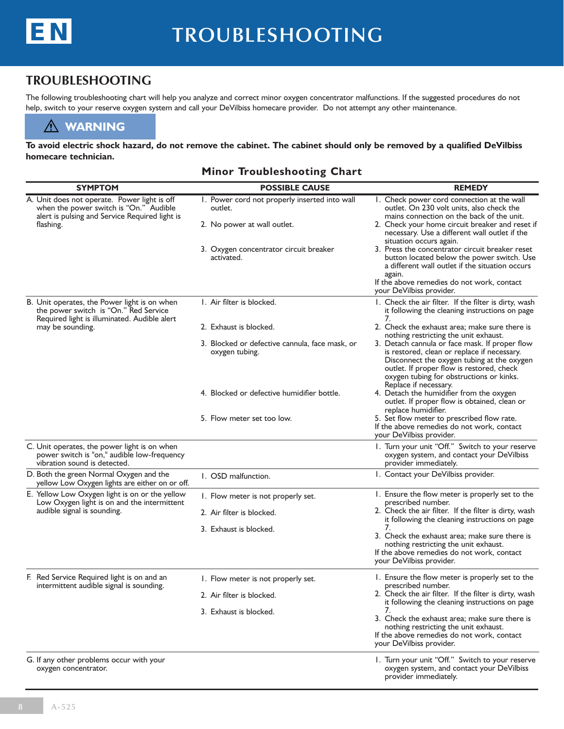# TROUBLESHOOTING

## TROUBLESHOOTING

The following troubleshooting chart will help you analyze and correct minor oxygen concentrator malfunctions. If the suggested procedures do not help, switch to your reserve oxygen system and call your DeVilbiss homecare provider. Do not attempt any other maintenance.

**⚠ WARNING**

**To avoid electric shock hazard, do not remove the cabinet. The cabinet should only be removed by a qualified DeVilbiss homecare technician.**

### Minor Troubleshooting Chart

| SYMPTOM | POSSIBLE CAUSE | REMEDY |
|---|---|---|
| A. Unit does not operate. Power light is off when the power switch is "On." Audible alert is pulsing and Service Required light is flashing. | 1. Power cord not properly inserted into wall outlet.<br>2. No power at wall outlet.<br>3. Oxygen concentrator circuit breaker activated. | 1. Check power cord connection at the wall outlet. On 230 volt units, also check the mains connection on the back of the unit.<br>2. Check your home circuit breaker and reset if necessary. Use a different wall outlet if the situation occurs again.<br>3. Press the concentrator circuit breaker reset button located below the power switch. Use a different wall outlet if the situation occurs again.<br>If the above remedies do not work, contact your DeVilbiss provider. |
| B. Unit operates, the Power light is on when the power switch is "On." Red Service Required light is illuminated. Audible alert may be sounding. | 1. Air filter is blocked.<br>2. Exhaust is blocked.<br>3. Blocked or defective cannula, face mask, or oxygen tubing.<br>4. Blocked or defective humidifier bottle.<br>5. Flow meter set too low. | 1. Check the air filter. If the filter is dirty, wash it following the cleaning instructions on page 7.<br>2. Check the exhaust area; make sure there is nothing restricting the unit exhaust.<br>3. Detach cannula or face mask. If proper flow is restored, clean or replace if necessary. Disconnect the oxygen tubing at the oxygen outlet. If proper flow is restored, check oxygen tubing for obstructions or kinks. Replace if necessary.<br>4. Detach the humidifier from the oxygen outlet. If proper flow is obtained, clean or replace humidifier.<br>5. Set flow meter to prescribed flow rate.<br>If the above remedies do not work, contact your DeVilbiss provider. |
| C. Unit operates, the power light is on when power switch is "on," audible low-frequency vibration sound is detected. | | 1. Turn your unit "Off." Switch to your reserve oxygen system, and contact your DeVilbiss provider immediately. |
| D. Both the green Normal Oxygen and the yellow Low Oxygen lights are either on or off. | 1. OSD malfunction. | 1. Contact your DeVilbiss provider. |
| E. Yellow Low Oxygen light is on or the yellow Low Oxygen light is on and the intermittent audible signal is sounding. | 1. Flow meter is not properly set.<br>2. Air filter is blocked.<br>3. Exhaust is blocked. | 1. Ensure the flow meter is properly set to the prescribed number.<br>2. Check the air filter. If the filter is dirty, wash it following the cleaning instructions on page 7.<br>3. Check the exhaust area; make sure there is nothing restricting the unit exhaust.<br>If the above remedies do not work, contact your DeVilbiss provider. |
| F. Red Service Required light is on and an intermittent audible signal is sounding. | 1. Flow meter is not properly set.<br>2. Air filter is blocked.<br>3. Exhaust is blocked. | 1. Ensure the flow meter is properly set to the prescribed number.<br>2. Check the air filter. If the filter is dirty, wash it following the cleaning instructions on page 7.<br>3. Check the exhaust area; make sure there is nothing restricting the unit exhaust.<br>If the above remedies do not work, contact your DeVilbiss provider. |
| G. If any other problems occur with your oxygen concentrator. | | 1. Turn your unit "Off." Switch to your reserve oxygen system, and contact your DeVilbiss provider immediately. |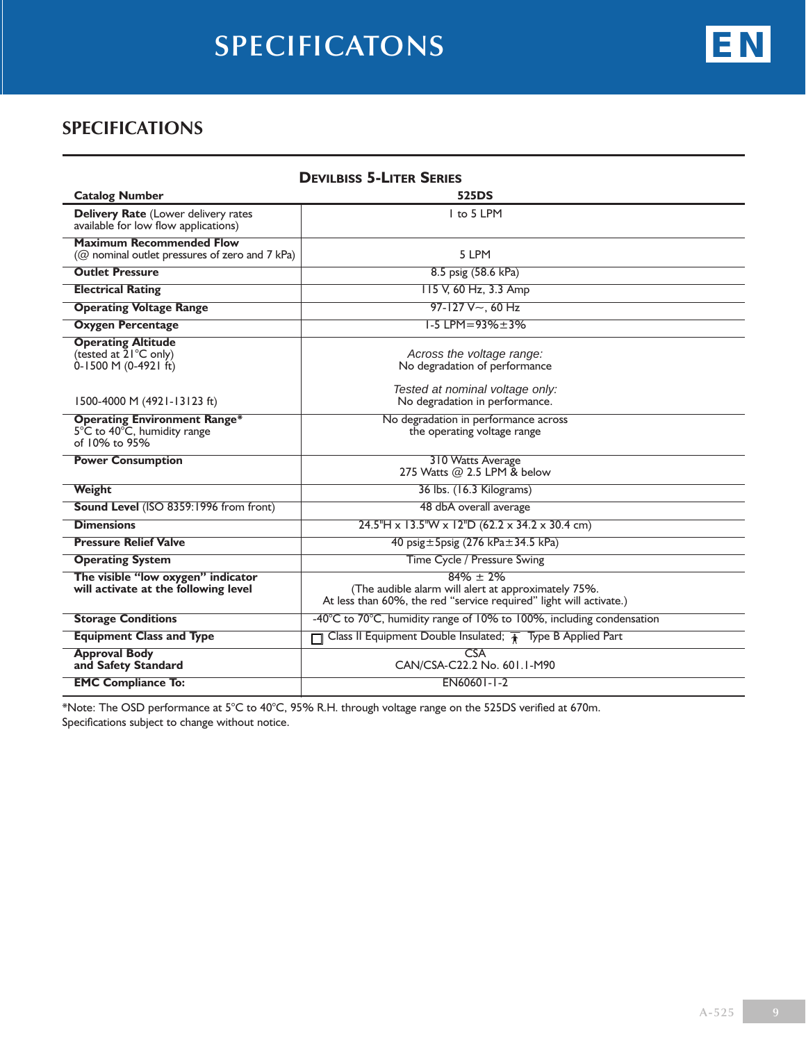# SPECIFICATONS

## SPECIFICATIONS

| DeVilbiss 5-Liter Series | |
|---|---|
| **Catalog Number** | **525DS** |
| **Delivery Rate** (Lower delivery rates available for low flow applications) | 1 to 5 LPM |
| **Maximum Recommended Flow** (@ nominal outlet pressures of zero and 7 kPa) | 5 LPM |
| **Outlet Pressure** | 8.5 psig (58.6 kPa) |
| **Electrical Rating** | 115 V, 60 Hz, 3.3 Amp |
| **Operating Voltage Range** | 97-127 V~, 60 Hz |
| **Oxygen Percentage** | 1-5 LPM=93%±3% |
| **Operating Altitude** (tested at 21°C only) 0-1500 M (0-4921 ft) | *Across the voltage range:* No degradation of performance |
| 1500-4000 M (4921-13123 ft) | *Tested at nominal voltage only:* No degradation in performance. |
| **Operating Environment Range*** 5°C to 40°C, humidity range of 10% to 95% | No degradation in performance across the operating voltage range |
| **Power Consumption** | 310 Watts Average<br>275 Watts @ 2.5 LPM & below |
| **Weight** | 36 lbs. (16.3 Kilograms) |
| **Sound Level** (ISO 8359:1996 from front) | 48 dbA overall average |
| **Dimensions** | 24.5"H x 13.5"W x 12"D (62.2 x 34.2 x 30.4 cm) |
| **Pressure Relief Valve** | 40 psig±5psig (276 kPa±34.5 kPa) |
| **Operating System** | Time Cycle / Pressure Swing |
| **The visible "low oxygen" indicator will activate at the following level** | 84% ± 2%<br>(The audible alarm will alert at approximately 75%. At less than 60%, the red "service required" light will activate.) |
| **Storage Conditions** | -40°C to 70°C, humidity range of 10% to 100%, including condensation |
| **Equipment Class and Type** | Class II Equipment Double Insulated; Type B Applied Part |
| **Approval Body and Safety Standard** | CSA<br>CAN/CSA-C22.2 No. 601.1-M90 |
| **EMC Compliance To:** | EN60601-1-2 |

*Note: The OSD performance at 5°C to 40°C, 95% R.H. through voltage range on the 525DS verified at 670m.

Specifications subject to change without notice.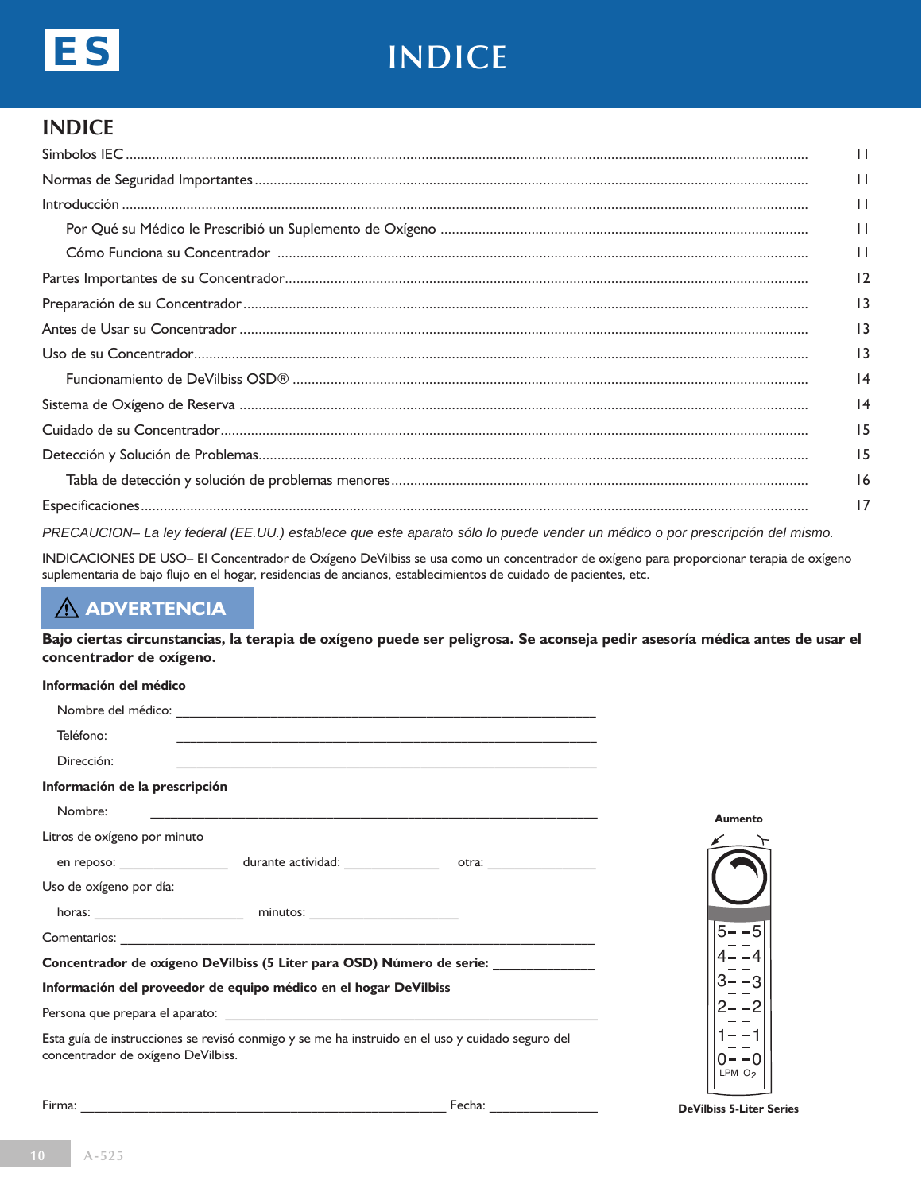# INDICE

## INDICE

| | |
|---|---|
| Simbolos IEC | 11 |
| Normas de Seguridad Importantes | 11 |
| Introducción | 11 |
| Por Qué su Médico le Prescribió un Suplemento de Oxígeno | 11 |
| Cómo Funciona su Concentrador | 11 |
| Partes Importantes de su Concentrador | 12 |
| Preparación de su Concentrador | 13 |
| Antes de Usar su Concentrador | 13 |
| Uso de su Concentrador | 13 |
| Funcionamiento de DeVilbiss OSD® | 14 |
| Sistema de Oxígeno de Reserva | 14 |
| Cuidado de su Concentrador | 15 |
| Detección y Solución de Problemas | 15 |
| Tabla de detección y solución de problemas menores | 16 |
| Especificaciones | 17 |

*PRECAUCION– La ley federal (EE.UU.) establece que este aparato sólo lo puede vender un médico o por prescripción del mismo.*

INDICACIONES DE USO– El Concentrador de Oxígeno DeVilbiss se usa como un concentrador de oxígeno para proporcionar terapia de oxígeno suplementaria de bajo flujo en el hogar, residencias de ancianos, establecimientos de cuidado de pacientes, etc.

**⚠ ADVERTENCIA**

**Bajo ciertas circunstancias, la terapia de oxígeno puede ser peligrosa. Se aconseja pedir asesoría médica antes de usar el concentrador de oxígeno.**

**Información del médico**

Nombre del médico: ____________________________________________

Teléfono: ____________________________________________

Dirección: ____________________________________________

**Información de la prescripción**

Nombre: ____________________________________________

Litros de oxígeno por minuto

en reposo: ______________ durante actividad: ______________ otra: ______________

Uso de oxígeno por día:

horas: ____________________ minutos: ____________________

Comentarios: ____________________________________________

**Concentrador de oxígeno DeVilbiss (5 Liter para OSD) Número de serie: ______________**

**Información del proveedor de equipo médico en el hogar DeVilbiss**

Persona que prepara el aparato: ____________________________________________

Esta guía de instrucciones se revisó conmigo y se me ha instruido en el uso y cuidado seguro del concentrador de oxígeno DeVilbiss.

Firma: ____________________________________________ Fecha: ______________

**Aumento**

5 – 4 – 3 – 2 – 1 – 0 LPM $O_2$

**DeVilbiss 5-Liter Series**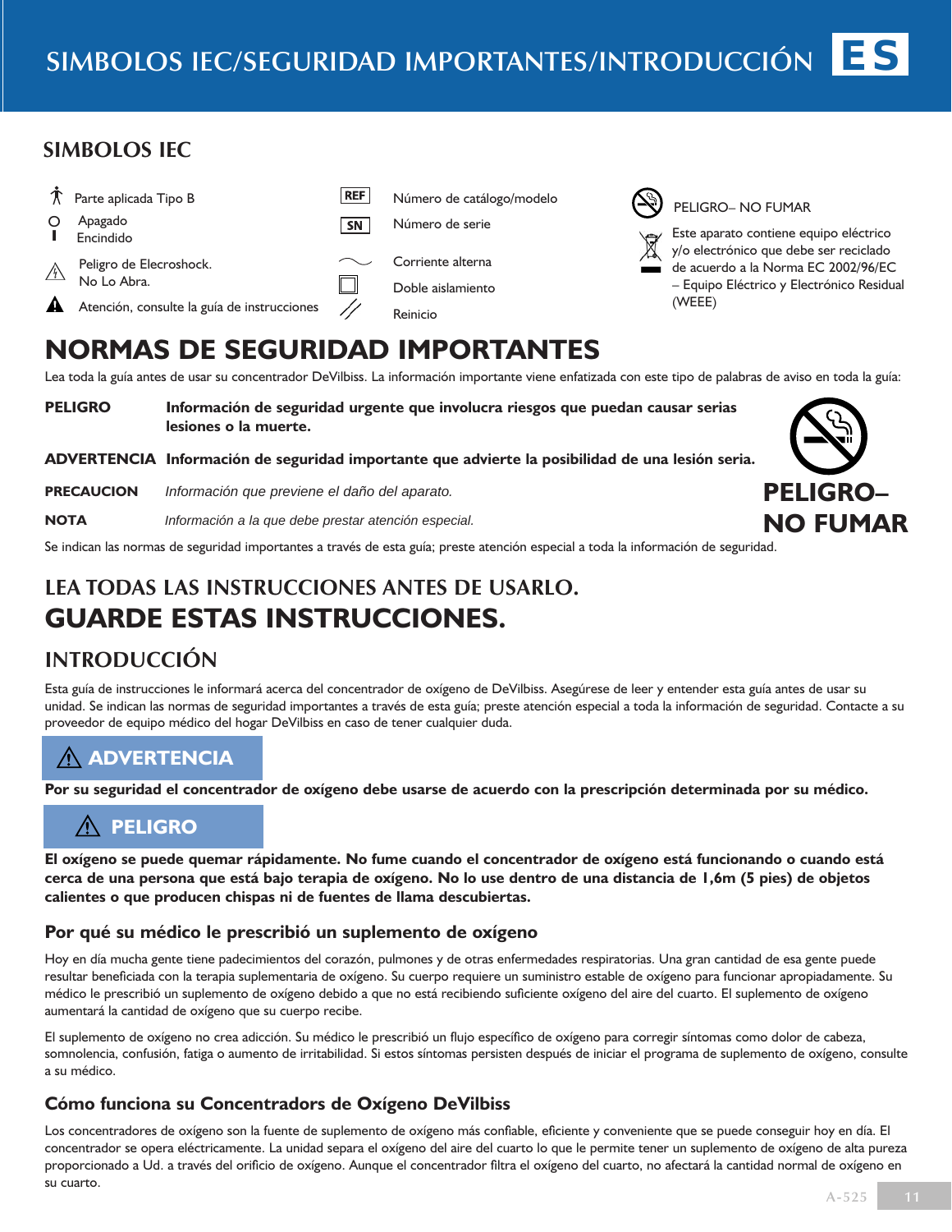# SIMBOLOS IEC/SEGURIDAD IMPORTANTES/INTRODUCCIÓN

## SIMBOLOS IEC

- Parte aplicada Tipo B
- Apagado
- Encindido
- Peligro de Elecroshock. No Lo Abra.
- Atención, consulte la guía de instrucciones
- REF Número de catálogo/modelo
- SN Número de serie
- Corriente alterna
- Doble aislamiento
- Reinicio
- PELIGRO– NO FUMAR
- Este aparato contiene equipo eléctrico y/o electrónico que debe ser reciclado de acuerdo a la Norma EC 2002/96/EC – Equipo Eléctrico y Electrónico Residual (WEEE)

# NORMAS DE SEGURIDAD IMPORTANTES

Lea toda la guía antes de usar su concentrador DeVilbiss. La información importante viene enfatizada con este tipo de palabras de aviso en toda la guía:

**PELIGRO** **Información de seguridad urgente que involucra riesgos que puedan causar serias lesiones o la muerte.**

**ADVERTENCIA** **Información de seguridad importante que advierte la posibilidad de una lesión seria.**

**PRECAUCION** *Información que previene el daño del aparato.*

**NOTA** *Información a la que debe prestar atención especial.*

**PELIGRO– NO FUMAR**

Se indican las normas de seguridad importantes a través de esta guía; preste atención especial a toda la información de seguridad.

## LEA TODAS LAS INSTRUCCIONES ANTES DE USARLO.

# GUARDE ESTAS INSTRUCCIONES.

## INTRODUCCIÓN

Esta guía de instrucciones le informará acerca del concentrador de oxígeno de DeVilbiss. Asegúrese de leer y entender esta guía antes de usar su unidad. Se indican las normas de seguridad importantes a través de esta guía; preste atención especial a toda la información de seguridad. Contacte a su proveedor de equipo médico del hogar DeVilbiss en caso de tener cualquier duda.

**⚠ ADVERTENCIA**

**Por su seguridad el concentrador de oxígeno debe usarse de acuerdo con la prescripción determinada por su médico.**

**⚠ PELIGRO**

**El oxígeno se puede quemar rápidamente. No fume cuando el concentrador de oxígeno está funcionando o cuando está cerca de una persona que está bajo terapia de oxígeno. No lo use dentro de una distancia de 1,6m (5 pies) de objetos calientes o que producen chispas ni de fuentes de llama descubiertas.**

### Por qué su médico le prescribió un suplemento de oxígeno

Hoy en día mucha gente tiene padecimientos del corazón, pulmones y de otras enfermedades respiratorias. Una gran cantidad de esa gente puede resultar beneficiada con la terapia suplementaria de oxígeno. Su cuerpo requiere un suministro estable de oxígeno para funcionar apropiadamente. Su médico le prescribió un suplemento de oxígeno debido a que no está recibiendo suficiente oxígeno del aire del cuarto. El suplemento de oxígeno aumentará la cantidad de oxígeno que su cuerpo recibe.

El suplemento de oxígeno no crea adicción. Su médico le prescribió un flujo específico de oxígeno para corregir síntomas como dolor de cabeza, somnolencia, confusión, fatiga o aumento de irritabilidad. Si estos síntomas persisten después de iniciar el programa de suplemento de oxígeno, consulte a su médico.

### Cómo funciona su Concentradors de Oxígeno DeVilbiss

Los concentradores de oxígeno son la fuente de suplemento de oxígeno más confiable, eficiente y conveniente que se puede conseguir hoy en día. El concentrador se opera eléctricamente. La unidad separa el oxígeno del aire del cuarto lo que le permite tener un suplemento de oxígeno de alta pureza proporcionado a Ud. a través del orificio de oxígeno. Aunque el concentrador filtra el oxígeno del cuarto, no afectará la cantidad normal de oxígeno en su cuarto.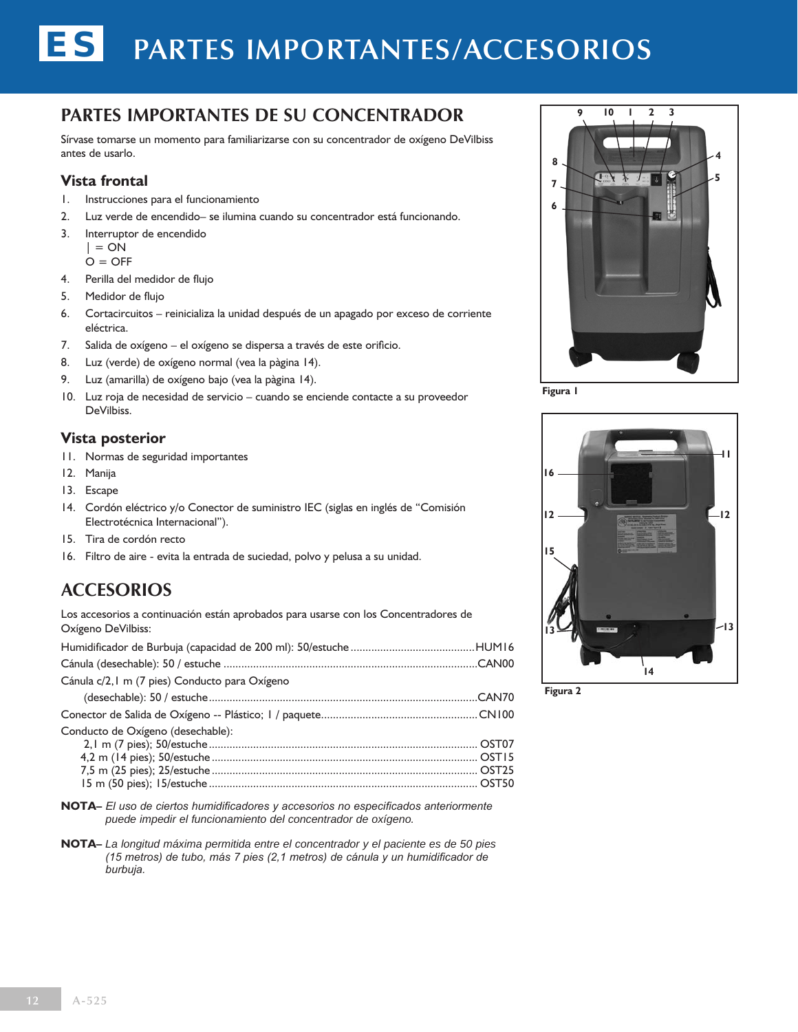# PARTES IMPORTANTES/ACCESORIOS

## PARTES IMPORTANTES DE SU CONCENTRADOR

Sírvase tomarse un momento para familiarizarse con su concentrador de oxígeno DeVilbiss antes de usarlo.

### Vista frontal

1. Instrucciones para el funcionamiento
2. Luz verde de encendido– se ilumina cuando su concentrador está funcionando.
3. Interruptor de encendido
   | = ON
   O = OFF
4. Perilla del medidor de flujo
5. Medidor de flujo
6. Cortacircuitos – reinicializa la unidad después de un apagado por exceso de corriente eléctrica.
7. Salida de oxígeno – el oxígeno se dispersa a través de este orificio.
8. Luz (verde) de oxígeno normal (vea la pàgina 14).
9. Luz (amarilla) de oxígeno bajo (vea la pàgina 14).
10. Luz roja de necesidad de servicio – cuando se enciende contacte a su proveedor DeVilbiss.

Figura 1

### Vista posterior

11. Normas de seguridad importantes
12. Manija
13. Escape
14. Cordón eléctrico y/o Conector de suministro IEC (siglas en inglés de "Comisión Electrotécnica Internacional").
15. Tira de cordón recto
16. Filtro de aire - evita la entrada de suciedad, polvo y pelusa a su unidad.

Figura 2

## ACCESORIOS

Los accesorios a continuación están aprobados para usarse con los Concentradores de Oxígeno DeVilbiss:

Humidificador de Burbuja (capacidad de 200 ml): 50/estuche .......... HUM16
Cánula (desechable): 50 / estuche .......... CAN00
Cánula c/2,1 m (7 pies) Conducto para Oxígeno
(desechable): 50 / estuche .......... CAN70
Conector de Salida de Oxígeno -- Plástico; 1 / paquete .......... CN100
Conducto de Oxígeno (desechable):
2,1 m (7 pies); 50/estuche .......... OST07
4,2 m (14 pies); 50/estuche .......... OST15
7,5 m (25 pies); 25/estuche .......... OST25
15 m (50 pies); 15/estuche .......... OST50

**NOTA–** *El uso de ciertos humidificadores y accesorios no especificados anteriormente puede impedir el funcionamiento del concentrador de oxígeno.*

**NOTA–** *La longitud máxima permitida entre el concentrador y el paciente es de 50 pies (15 metros) de tubo, más 7 pies (2,1 metros) de cánula y un humidificador de burbuja.*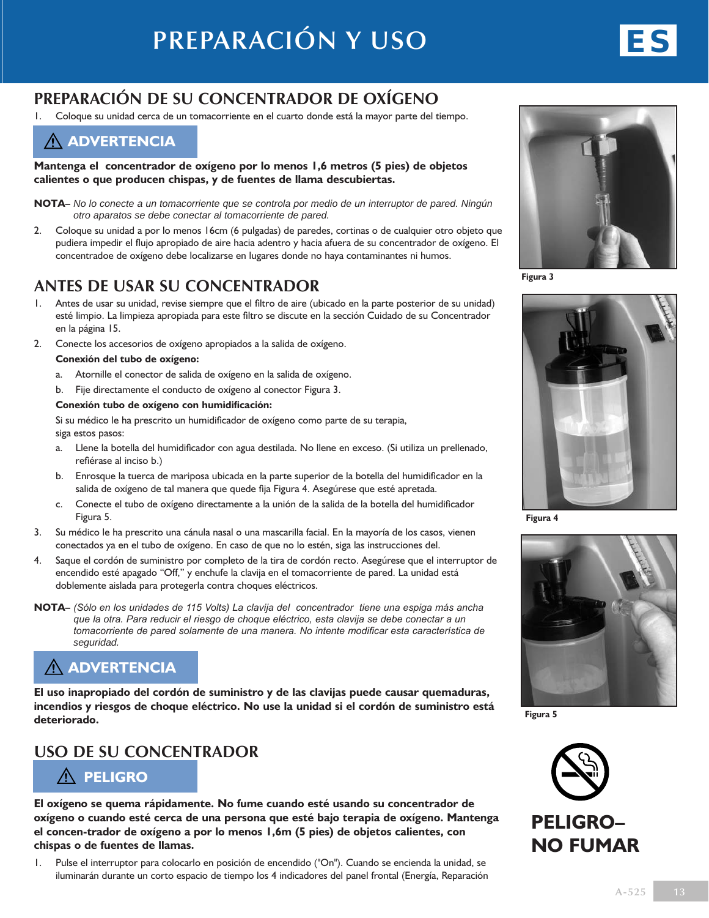# PREPARACIÓN Y USO

## PREPARACIÓN DE SU CONCENTRADOR DE OXÍGENO

1. Coloque su unidad cerca de un tomacorriente en el cuarto donde está la mayor parte del tiempo.

**⚠ ADVERTENCIA**

**Mantenga el concentrador de oxígeno por lo menos 1,6 metros (5 pies) de objetos calientes o que producen chispas, y de fuentes de llama descubiertas.**

**NOTA–** *No lo conecte a un tomacorriente que se controla por medio de un interruptor de pared. Ningún otro aparatos se debe conectar al tomacorriente de pared.*

2. Coloque su unidad a por lo menos 16cm (6 pulgadas) de paredes, cortinas o de cualquier otro objeto que pudiera impedir el flujo apropiado de aire hacia adentro y hacia afuera de su concentrador de oxígeno. El concentradoe de oxígeno debe localizarse en lugares donde no haya contaminantes ni humos.

## ANTES DE USAR SU CONCENTRADOR

1. Antes de usar su unidad, revise siempre que el filtro de aire (ubicado en la parte posterior de su unidad) esté limpio. La limpieza apropiada para este filtro se discute en la sección Cuidado de su Concentrador en la página 15.
2. Conecte los accesorios de oxígeno apropiados a la salida de oxígeno.

   **Conexión del tubo de oxígeno:**

   a. Atornille el conector de salida de oxígeno en la salida de oxígeno.

   b. Fije directamente el conducto de oxígeno al conector Figura 3.

   **Conexión tubo de oxígeno con humidificación:**

   Si su médico le ha prescrito un humidificador de oxígeno como parte de su terapia, siga estos pasos:

   a. Llene la botella del humidificador con agua destilada. No llene en exceso. (Si utiliza un prellenado, refiérase al inciso b.)

   b. Enrosque la tuerca de mariposa ubicada en la parte superior de la botella del humidificador en la salida de oxígeno de tal manera que quede fija Figura 4. Asegúrese que esté apretada.

   c. Conecte el tubo de oxígeno directamente a la unión de la salida de la botella del humidificador Figura 5.
3. Su médico le ha prescrito una cánula nasal o una mascarilla facial. En la mayoría de los casos, vienen conectados ya en el tubo de oxígeno. En caso de que no lo estén, siga las instrucciones del.
4. Saque el cordón de suministro por completo de la tira de cordón recto. Asegúrese que el interruptor de encendido esté apagado “Off,” y enchufe la clavija en el tomacorriente de pared. La unidad está doblemente aislada para protegerla contra choques eléctricos.

**NOTA–** *(Sólo en los unidades de 115 Volts) La clavija del concentrador tiene una espiga más ancha que la otra. Para reducir el riesgo de choque eléctrico, esta clavija se debe conectar a un tomacorriente de pared solamente de una manera. No intente modificar esta característica de seguridad.*

**⚠ ADVERTENCIA**

**El uso inapropiado del cordón de suministro y de las clavijas puede causar quemaduras, incendios y riesgos de choque eléctrico. No use la unidad si el cordón de suministro está deteriorado.**

Figura 3

Figura 4

Figura 5

## USO DE SU CONCENTRADOR

**⚠ PELIGRO**

**El oxígeno se quema rápidamente. No fume cuando esté usando su concentrador de oxígeno o cuando esté cerca de una persona que esté bajo terapia de oxígeno. Mantenga el concen-trador de oxígeno a por lo menos 1,6m (5 pies) de objetos calientes, con chispas o de fuentes de llamas.**

**PELIGRO– NO FUMAR**

1. Pulse el interruptor para colocarlo en posición de encendido ("On"). Cuando se encienda la unidad, se iluminarán durante un corto espacio de tiempo los 4 indicadores del panel frontal (Energía, Reparación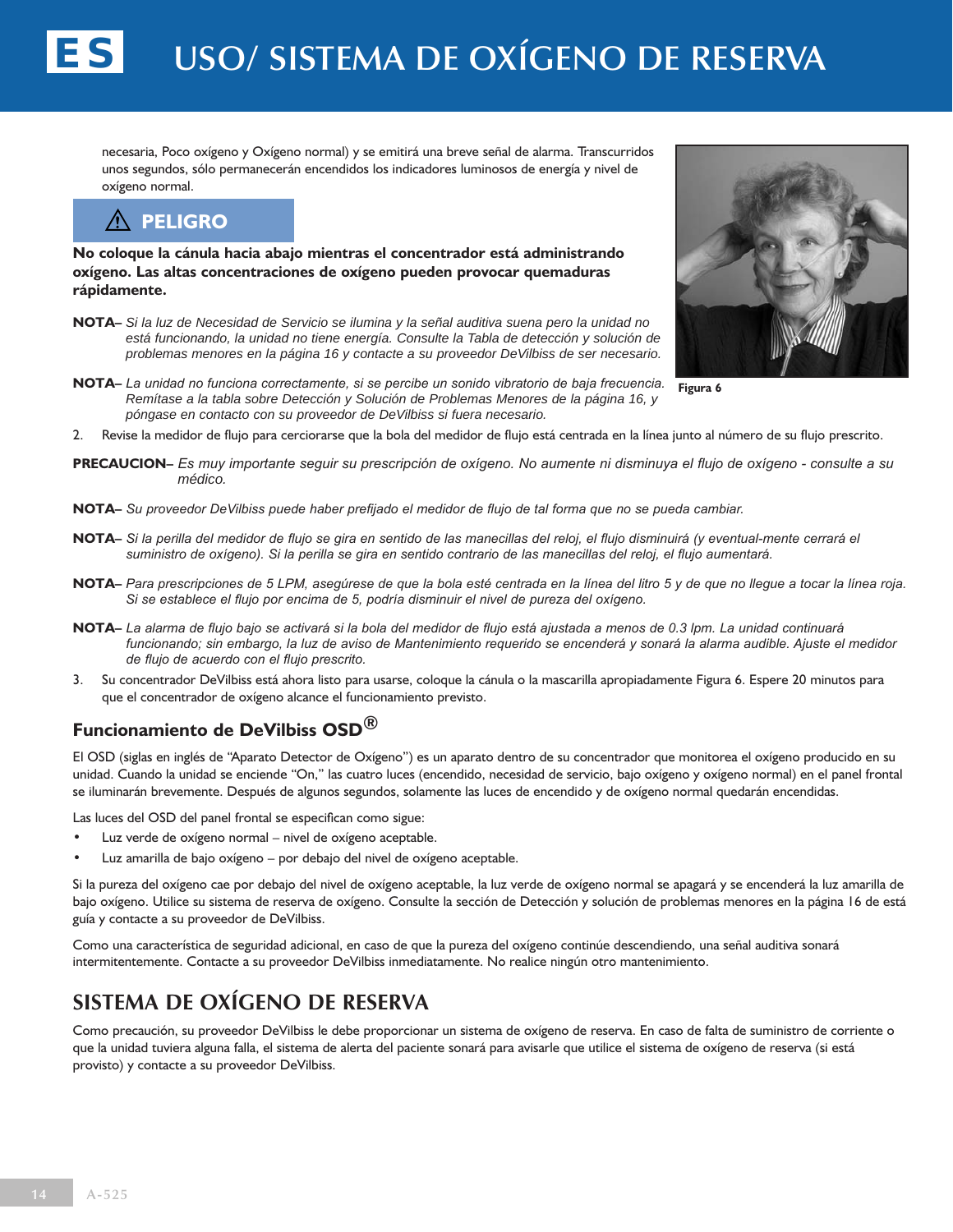# USO/ SISTEMA DE OXÍGENO DE RESERVA

necesaria, Poco oxígeno y Oxígeno normal) y se emitirá una breve señal de alarma. Transcurridos unos segundos, sólo permanecerán encendidos los indicadores luminosos de energía y nivel de oxígeno normal.

**⚠ PELIGRO**

**No coloque la cánula hacia abajo mientras el concentrador está administrando oxígeno. Las altas concentraciones de oxígeno pueden provocar quemaduras rápidamente.**

**NOTA–** *Si la luz de Necesidad de Servicio se ilumina y la señal auditiva suena pero la unidad no está funcionando, la unidad no tiene energía. Consulte la Tabla de detección y solución de problemas menores en la página 16 y contacte a su proveedor DeVilbiss de ser necesario.*

**NOTA–** *La unidad no funciona correctamente, si se percibe un sonido vibratorio de baja frecuencia. Remítase a la tabla sobre Detección y Solución de Problemas Menores de la página 16, y póngase en contacto con su proveedor de DeVilbiss si fuera necesario.*

Figura 6

2. Revise la medidor de flujo para cerciorarse que la bola del medidor de flujo está centrada en la línea junto al número de su flujo prescrito.

**PRECAUCION–** *Es muy importante seguir su prescripción de oxígeno. No aumente ni disminuya el flujo de oxígeno - consulte a su médico.*

**NOTA–** *Su proveedor DeVilbiss puede haber prefijado el medidor de flujo de tal forma que no se pueda cambiar.*

**NOTA–** *Si la perilla del medidor de flujo se gira en sentido de las manecillas del reloj, el flujo disminuirá (y eventual-mente cerrará el suministro de oxígeno). Si la perilla se gira en sentido contrario de las manecillas del reloj, el flujo aumentará.*

**NOTA–** *Para prescripciones de 5 LPM, asegúrese de que la bola esté centrada en la línea del litro 5 y de que no llegue a tocar la línea roja. Si se establece el flujo por encima de 5, podría disminuir el nivel de pureza del oxígeno.*

**NOTA–** *La alarma de flujo bajo se activará si la bola del medidor de flujo está ajustada a menos de 0.3 lpm. La unidad continuará funcionando; sin embargo, la luz de aviso de Mantenimiento requerido se encenderá y sonará la alarma audible. Ajuste el medidor de flujo de acuerdo con el flujo prescrito.*

3. Su concentrador DeVilbiss está ahora listo para usarse, coloque la cánula o la mascarilla apropiadamente Figura 6. Espere 20 minutos para que el concentrador de oxígeno alcance el funcionamiento previsto.

### Funcionamiento de DeVilbiss OSD®

El OSD (siglas en inglés de "Aparato Detector de Oxígeno") es un aparato dentro de su concentrador que monitorea el oxígeno producido en su unidad. Cuando la unidad se enciende "On," las cuatro luces (encendido, necesidad de servicio, bajo oxígeno y oxígeno normal) en el panel frontal se iluminarán brevemente. Después de algunos segundos, solamente las luces de encendido y de oxígeno normal quedarán encendidas.

Las luces del OSD del panel frontal se especifican como sigue:

- Luz verde de oxígeno normal – nivel de oxígeno aceptable.
- Luz amarilla de bajo oxígeno – por debajo del nivel de oxígeno aceptable.

Si la pureza del oxígeno cae por debajo del nivel de oxígeno aceptable, la luz verde de oxígeno normal se apagará y se encenderá la luz amarilla de bajo oxígeno. Utilice su sistema de reserva de oxígeno. Consulte la sección de Detección y solución de problemas menores en la página 16 de está guía y contacte a su proveedor de DeVilbiss.

Como una característica de seguridad adicional, en caso de que la pureza del oxígeno continúe descendiendo, una señal auditiva sonará intermitentemente. Contacte a su proveedor DeVilbiss inmediatamente. No realice ningún otro mantenimiento.

## SISTEMA DE OXÍGENO DE RESERVA

Como precaución, su proveedor DeVilbiss le debe proporcionar un sistema de oxígeno de reserva. En caso de falta de suministro de corriente o que la unidad tuviera alguna falla, el sistema de alerta del paciente sonará para avisarle que utilice el sistema de oxígeno de reserva (si está provisto) y contacte a su proveedor DeVilbiss.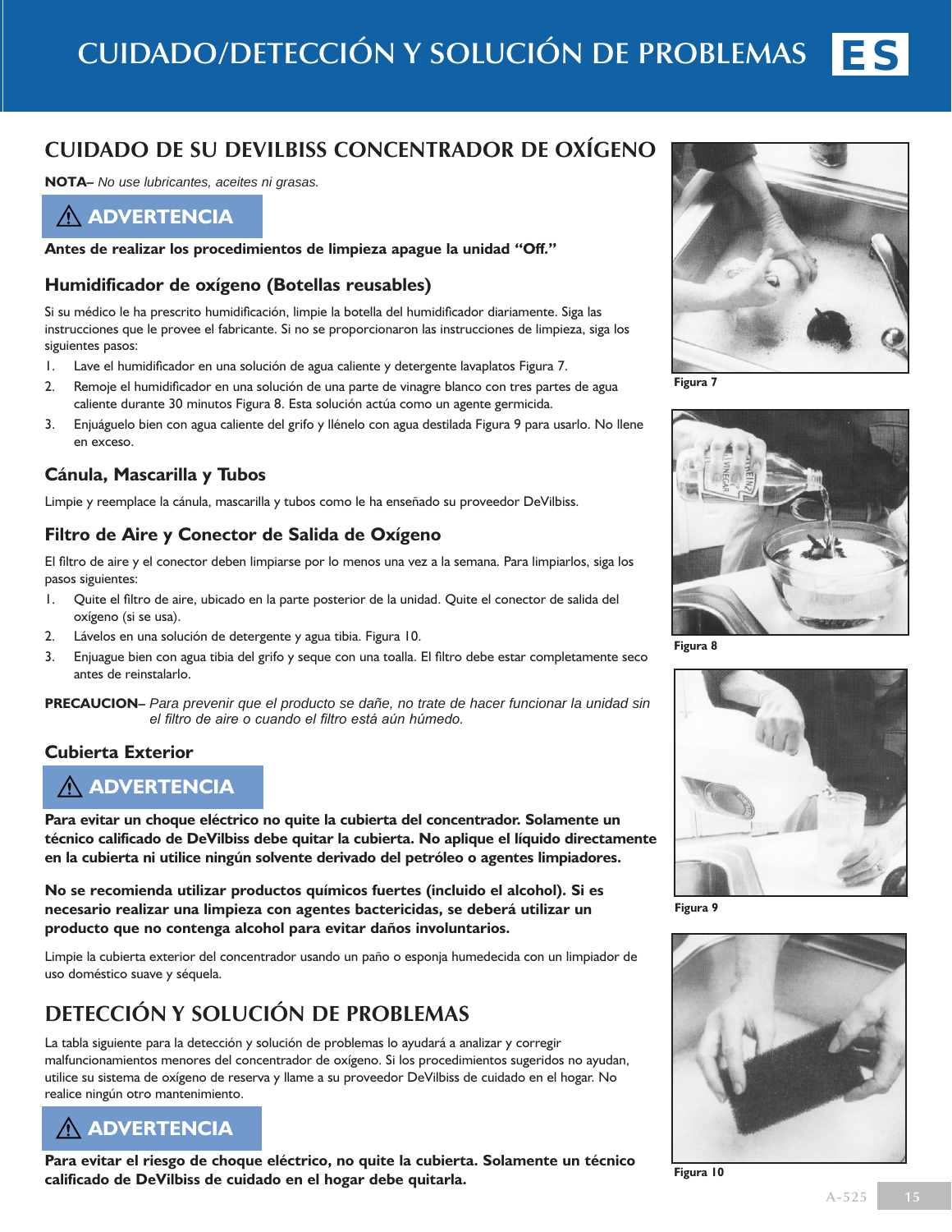# CUIDADO/DETECCIÓN Y SOLUCIÓN DE PROBLEMAS

## CUIDADO DE SU DEVILBISS CONCENTRADOR DE OXÍGENO

**NOTA–** *No use lubricantes, aceites ni grasas.*

**⚠ ADVERTENCIA**

**Antes de realizar los procedimientos de limpieza apague la unidad "Off."**

### Humidificador de oxígeno (Botellas reusables)

Si su médico le ha prescrito humidificación, limpie la botella del humidificador diariamente. Siga las instrucciones que le provee el fabricante. Si no se proporcionaron las instrucciones de limpieza, siga los siguientes pasos:

1. Lave el humidificador en una solución de agua caliente y detergente lavaplatos Figura 7.
2. Remoje el humidificador en una solución de una parte de vinagre blanco con tres partes de agua caliente durante 30 minutos Figura 8. Esta solución actúa como un agente germicida.
3. Enjuáguelo bien con agua caliente del grifo y llénelo con agua destilada Figura 9 para usarlo. No llene en exceso.

### Cánula, Mascarilla y Tubos

Limpie y reemplace la cánula, mascarilla y tubos como le ha enseñado su proveedor DeVilbiss.

### Filtro de Aire y Conector de Salida de Oxígeno

El filtro de aire y el conector deben limpiarse por lo menos una vez a la semana. Para limpiarlos, siga los pasos siguientes:

1. Quite el filtro de aire, ubicado en la parte posterior de la unidad. Quite el conector de salida del oxígeno (si se usa).
2. Lávelos en una solución de detergente y agua tibia. Figura 10.
3. Enjuague bien con agua tibia del grifo y seque con una toalla. El filtro debe estar completamente seco antes de reinstalarlo.

**PRECAUCION–** *Para prevenir que el producto se dañe, no trate de hacer funcionar la unidad sin el filtro de aire o cuando el filtro está aún húmedo.*

### Cubierta Exterior

**⚠ ADVERTENCIA**

**Para evitar un choque eléctrico no quite la cubierta del concentrador. Solamente un técnico calificado de DeVilbiss debe quitar la cubierta. No aplique el líquido directamente en la cubierta ni utilice ningún solvente derivado del petróleo o agentes limpiadores.**

**No se recomienda utilizar productos químicos fuertes (incluido el alcohol). Si es necesario realizar una limpieza con agentes bactericidas, se deberá utilizar un producto que no contenga alcohol para evitar daños involuntarios.**

Limpie la cubierta exterior del concentrador usando un paño o esponja humedecida con un limpiador de uso doméstico suave y séquela.

## DETECCIÓN Y SOLUCIÓN DE PROBLEMAS

La tabla siguiente para la detección y solución de problemas lo ayudará a analizar y corregir malfuncionamientos menores del concentrador de oxígeno. Si los procedimientos sugeridos no ayudan, utilice su sistema de oxígeno de reserva y llame a su proveedor DeVilbiss de cuidado en el hogar. No realice ningún otro mantenimiento.

**⚠ ADVERTENCIA**

**Para evitar el riesgo de choque eléctrico, no quite la cubierta. Solamente un técnico calificado de DeVilbiss de cuidado en el hogar debe quitarla.**

Figura 7

Figura 8

Figura 9

Figura 10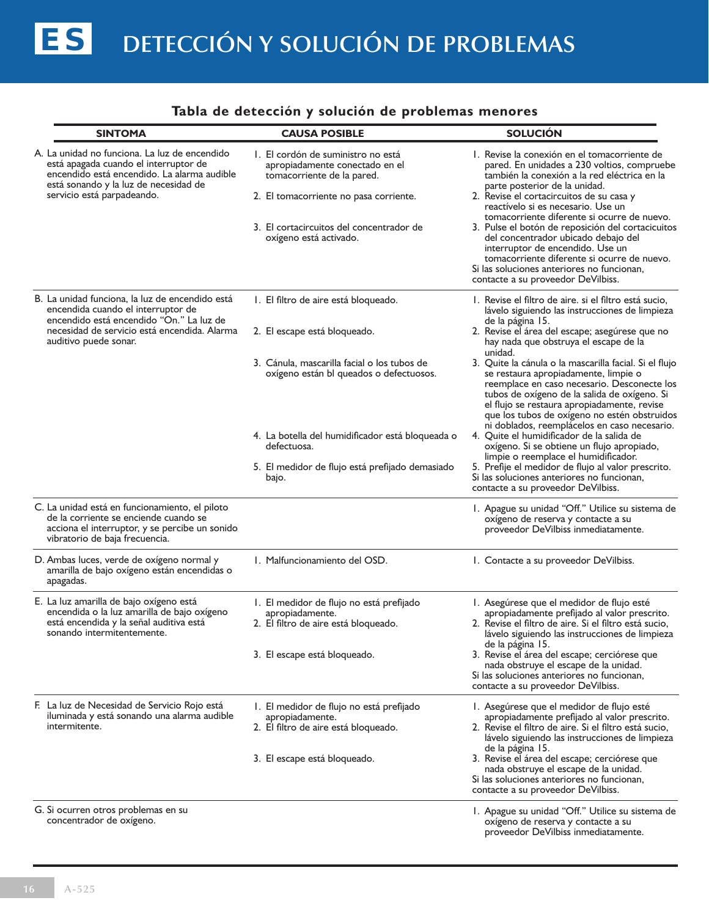# ES DETECCIÓN Y SOLUCIÓN DE PROBLEMAS

## Tabla de detección y solución de problemas menores

| SINTOMA | CAUSA POSIBLE | SOLUCIÓN |
|---|---|---|
| A. La unidad no funciona. La luz de encendido está apagada cuando el interruptor de encendido está encendido. La alarma audible está sonando y la luz de necesidad de servicio está parpadeando. | 1. El cordón de suministro no está apropiadamente conectado en el tomacorriente de la pared.<br>2. El tomacorriente no pasa corriente.<br>3. El cortacircuitos del concentrador de oxígeno está activado. | 1. Revise la conexión en el tomacorriente de pared. En unidades a 230 voltios, compruebe también la conexión a la red eléctrica en la parte posterior de la unidad.<br>2. Revise el cortacircuitos de su casa y reactívelo si es necesario. Use un tomacorriente diferente si ocurre de nuevo.<br>3. Pulse el botón de reposición del cortacicuitos del concentrador ubicado debajo del interruptor de encendido. Use un tomacorriente diferente si ocurre de nuevo.<br>Si las soluciones anteriores no funcionan, contacte a su proveedor DeVilbiss. |
| B. La unidad funciona, la luz de encendido está encendida cuando el interruptor de encendido está encendido "On." La luz de necesidad de servicio está encendida. Alarma auditivo puede sonar. | 1. El filtro de aire está bloqueado.<br>2. El escape está bloqueado.<br>3. Cánula, mascarilla facial o los tubos de oxígeno están bl queados o defectuosos.<br>4. La botella del humidificador está bloqueada o defectuosa.<br>5. El medidor de flujo está prefijado demasiado bajo. | 1. Revise el filtro de aire. si el filtro está sucio, lávelo siguiendo las instrucciones de limpieza de la página 15.<br>2. Revise el área del escape; asegúrese que no hay nada que obstruya el escape de la unidad.<br>3. Quite la cánula o la mascarilla facial. Si el flujo se restaura apropiadamente, limpie o reemplace en caso necesario. Desconecte los tubos de oxígeno de la salida de oxígeno. Si el flujo se restaura apropiadamente, revise que los tubos de oxígeno no estén obstruidos ni doblados, reemplácelos en caso necesario.<br>4. Quite el humidificador de la salida de oxígeno. Si se obtiene un flujo apropiado, limpie o reemplace el humidificador.<br>5. Prefije el medidor de flujo al valor prescrito.<br>Si las soluciones anteriores no funcionan, contacte a su proveedor DeVilbiss. |
| C. La unidad está en funcionamiento, el piloto de la corriente se enciende cuando se acciona el interruptor, y se percibe un sonido vibratorio de baja frecuencia. | | 1. Apague su unidad "Off." Utilice su sistema de oxígeno de reserva y contacte a su proveedor DeVilbiss inmediatamente. |
| D. Ambas luces, verde de oxígeno normal y amarilla de bajo oxígeno están encendidas o apagadas. | 1. Malfuncionamiento del OSD. | 1. Contacte a su proveedor DeVilbiss. |
| E. La luz amarilla de bajo oxígeno está encendida o la luz amarilla de bajo oxígeno está encendida y la señal auditiva está sonando intermitentemente. | 1. El medidor de flujo no está prefijado apropiadamente.<br>2. El filtro de aire está bloqueado.<br>3. El escape está bloqueado. | 1. Asegúrese que el medidor de flujo esté apropiadamente prefijado al valor prescrito.<br>2. Revise el filtro de aire. Si el filtro está sucio, lávelo siguiendo las instrucciones de limpieza de la página 15.<br>3. Revise el área del escape; cerciórese que nada obstruye el escape de la unidad.<br>Si las soluciones anteriores no funcionan, contacte a su proveedor DeVilbiss. |
| F. La luz de Necesidad de Servicio Rojo está iluminada y está sonando una alarma audible intermitente. | 1. El medidor de flujo no está prefijado apropiadamente.<br>2. El filtro de aire está bloqueado.<br>3. El escape está bloqueado. | 1. Asegúrese que el medidor de flujo esté apropiadamente prefijado al valor prescrito.<br>2. Revise el filtro de aire. Si el filtro está sucio, lávelo siguiendo las instrucciones de limpieza de la página 15.<br>3. Revise el área del escape; cerciórese que nada obstruye el escape de la unidad.<br>Si las soluciones anteriores no funcionan, contacte a su proveedor DeVilbiss. |
| G. Si ocurren otros problemas en su concentrador de oxígeno. | | 1. Apague su unidad "Off." Utilice su sistema de oxígeno de reserva y contacte a su proveedor DeVilbiss inmediatamente. |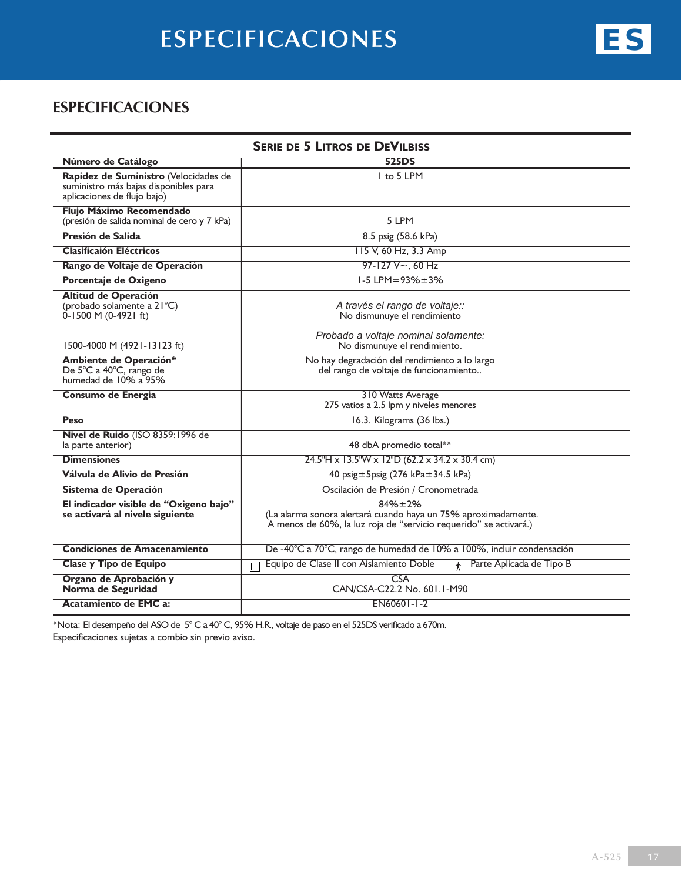# ESPECIFICACIONES

## ESPECIFICACIONES

| SERIE DE 5 LITROS DE DEVILBISS | |
|---|---|
| **Número de Catálogo** | **525DS** |
| **Rapidez de Suministro** (Velocidades de suministro más bajas disponibles para aplicaciones de flujo bajo) | 1 to 5 LPM |
| **Flujo Máximo Recomendado** (presión de salida nominal de cero y 7 kPa) | 5 LPM |
| **Presión de Salida** | 8.5 psig (58.6 kPa) |
| **Clasificaión Eléctricos** | 115 V, 60 Hz, 3.3 Amp |
| **Rango de Voltaje de Operación** | 97-127 V~, 60 Hz |
| **Porcentaje de Oxigeno** | 1-5 LPM=93%±3% |
| **Altitud de Operación** (probado solamente a 21°C) 0-1500 M (0-4921 ft) | *A través el rango de voltaje::* No dismunuye el rendimiento |
| 1500-4000 M (4921-13123 ft) | *Probado a voltaje nominal solamente:* No dismunuye el rendimiento. |
| **Ambiente de Operación*** De 5°C a 40°C, rango de humedad de 10% a 95% | No hay degradación del rendimiento a lo largo del rango de voltaje de funcionamiento.. |
| **Consumo de Energia** | 310 Watts Average<br>275 vatios a 2.5 lpm y niveles menores |
| **Peso** | 16.3. Kilograms (36 lbs.) |
| **Nivel de Ruido** (ISO 8359:1996 de la parte anterior) | 48 dbA promedio total** |
| **Dimensiones** | 24.5"H x 13.5"W x 12"D (62.2 x 34.2 x 30.4 cm) |
| **Válvula de Alivio de Presión** | 40 psig±5psig (276 kPa±34.5 kPa) |
| **Sistema de Operación** | Oscilación de Presión / Cronometrada |
| **El indicador visible de "Oxigeno bajo" se activará al nivele siguiente** | 84%±2%<br>(La alarma sonora alertará cuando haya un 75% aproximadamente. A menos de 60%, la luz roja de "servicio requerido" se activará.) |
| **Condiciones de Amacenamiento** | De -40°C a 70°C, rango de humedad de 10% a 100%, incluir condensación |
| **Clase y Tipo de Equipo** | Equipo de Clase II con Aislamiento Doble &nbsp;&nbsp; Parte Aplicada de Tipo B |
| **Organo de Aprobación y Norma de Seguridad** | CSA<br>CAN/CSA-C22.2 No. 601.1-M90 |
| **Acatamiento de EMC a:** | EN60601-1-2 |

*Nota: El desempeño del ASO de 5° C a 40° C, 95% H.R., voltaje de paso en el 525DS verificado a 670m.

Especificaciones sujetas a combio sin previo aviso.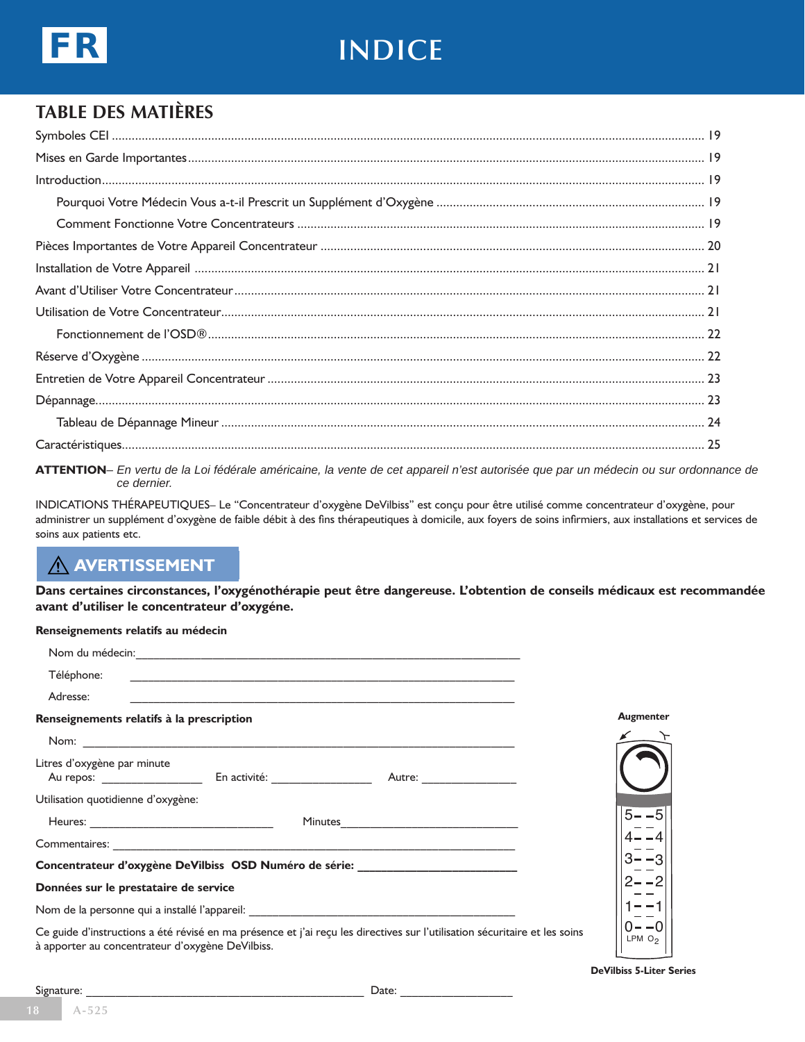# INDICE

## TABLE DES MATIÈRES

Symboles CEI ........................................................................................ 19

Mises en Garde Importantes ........................................................................ 19

Introduction ........................................................................................ 19

  Pourquoi Votre Médecin Vous a-t-il Prescrit un Supplément d'Oxygène .......................... 19

  Comment Fonctionne Votre Concentrateurs ........................................................ 19

Pièces Importantes de Votre Appareil Concentrateur .................................................. 20

Installation de Votre Appareil ...................................................................... 21

Avant d'Utiliser Votre Concentrateur ................................................................ 21

Utilisation de Votre Concentrateur .................................................................. 21

  Fonctionnement de l'OSD® ........................................................................ 22

Réserve d'Oxygène .................................................................................. 22

Entretien de Votre Appareil Concentrateur ........................................................... 23

Dépannage ........................................................................................... 23

  Tableau de Dépannage Mineur ...................................................................... 24

Caractéristiques .................................................................................... 25

**ATTENTION**– *En vertu de la Loi fédérale américaine, la vente de cet appareil n'est autorisée que par un médecin ou sur ordonnance de ce dernier.*

INDICATIONS THÉRAPEUTIQUES– Le "Concentrateur d'oxygène DeVilbiss" est conçu pour être utilisé comme concentrateur d'oxygène, pour administrer un supplément d'oxygène de faible débit à des fins thérapeutiques à domicile, aux foyers de soins infirmiers, aux installations et services de soins aux patients etc.

## ⚠ AVERTISSEMENT

**Dans certaines circonstances, l'oxygénothérapie peut être dangereuse. L'obtention de conseils médicaux est recommandée avant d'utiliser le concentrateur d'oxygéne.**

**Renseignements relatifs au médecin**

Nom du médecin:_______________________________________________

Téléphone: _______________________________________________

Adresse: _______________________________________________

**Renseignements relatifs à la prescription**

Nom: _______________________________________________

Litres d'oxygène par minute

Au repos: ______________ En activité: ______________ Autre: ______________

Utilisation quotidienne d'oxygène:

Heures: ________________________ Minutes________________________

Commentaires: _______________________________________________

**Concentrateur d'oxygène DeVilbiss OSD Numéro de série: ______________________**

**Données sur le prestataire de service**

Nom de la personne qui a installé l'appareil: ____________________________________

Ce guide d'instructions a été révisé en ma présence et j'ai reçu les directives sur l'utilisation sécuritaire et les soins à apporter au concentrateur d'oxygène DeVilbiss.

Signature: ________________________________________ Date: _______________

**Augmenter**

5 – 5
4 – 4
3 – 3
2 – 2
1 – 1
0 – 0
LPM $O_2$

**DeVilbiss 5-Liter Series**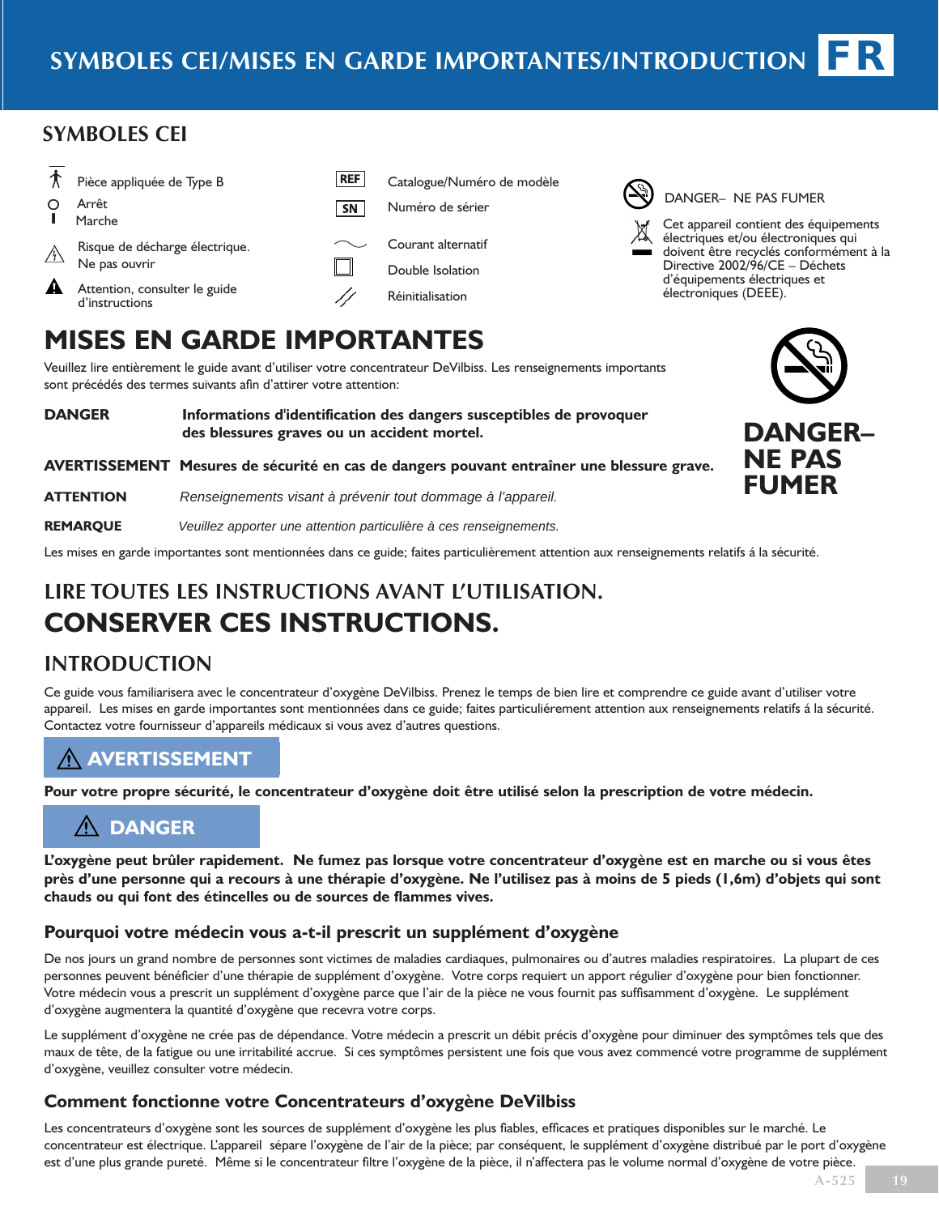# SYMBOLES CEI/MISES EN GARDE IMPORTANTES/INTRODUCTION FR

## SYMBOLES CEI

Pièce appliquée de Type B

Arrêt
Marche

Risque de décharge électrique. Ne pas ouvrir

Attention, consulter le guide d'instructions

REF Catalogue/Numéro de modèle

SN Numéro de sérier

Courant alternatif

Double Isolation

Réinitialisation

DANGER– NE PAS FUMER

Cet appareil contient des équipements électriques et/ou électroniques qui doivent être recyclés conformément à la Directive 2002/96/CE – Déchets d'équipements électriques et électroniques (DEEE).

# MISES EN GARDE IMPORTANTES

Veuillez lire entièrement le guide avant d'utiliser votre concentrateur DeVilbiss. Les renseignements importants sont précédés des termes suivants afin d'attirer votre attention:

**DANGER** **Informations d'identification des dangers susceptibles de provoquer des blessures graves ou un accident mortel.**

**AVERTISSEMENT** **Mesures de sécurité en cas de dangers pouvant entraîner une blessure grave.**

**ATTENTION** *Renseignements visant à prévenir tout dommage à l'appareil.*

**REMARQUE** *Veuillez apporter une attention particulière à ces renseignements.*

**DANGER– NE PAS FUMER**

Les mises en garde importantes sont mentionnées dans ce guide; faites particulièrement attention aux renseignements relatifs á la sécurité.

## LIRE TOUTES LES INSTRUCTIONS AVANT L'UTILISATION.

# CONSERVER CES INSTRUCTIONS.

## INTRODUCTION

Ce guide vous familiarisera avec le concentrateur d'oxygène DeVilbiss. Prenez le temps de bien lire et comprendre ce guide avant d'utiliser votre appareil. Les mises en garde importantes sont mentionnées dans ce guide; faites particuliérement attention aux renseignements relatifs á la sécurité. Contactez votre fournisseur d'appareils médicaux si vous avez d'autres questions.

**⚠ AVERTISSEMENT**

**Pour votre propre sécurité, le concentrateur d'oxygène doit être utilisé selon la prescription de votre médecin.**

**⚠ DANGER**

**L'oxygène peut brûler rapidement. Ne fumez pas lorsque votre concentrateur d'oxygène est en marche ou si vous êtes près d'une personne qui a recours à une thérapie d'oxygène. Ne l'utilisez pas à moins de 5 pieds (1,6m) d'objets qui sont chauds ou qui font des étincelles ou de sources de flammes vives.**

### Pourquoi votre médecin vous a-t-il prescrit un supplément d'oxygène

De nos jours un grand nombre de personnes sont victimes de maladies cardiaques, pulmonaires ou d'autres maladies respiratoires. La plupart de ces personnes peuvent bénéficier d'une thérapie de supplément d'oxygène. Votre corps requiert un apport régulier d'oxygène pour bien fonctionner. Votre médecin vous a prescrit un supplément d'oxygène parce que l'air de la pièce ne vous fournit pas suffisamment d'oxygène. Le supplément d'oxygène augmentera la quantité d'oxygène que recevra votre corps.

Le supplément d'oxygène ne crée pas de dépendance. Votre médecin a prescrit un débit précis d'oxygène pour diminuer des symptômes tels que des maux de tête, de la fatigue ou une irritabilité accrue. Si ces symptômes persistent une fois que vous avez commencé votre programme de supplément d'oxygène, veuillez consulter votre médecin.

### Comment fonctionne votre Concentrateurs d'oxygène DeVilbiss

Les concentrateurs d'oxygène sont les sources de supplément d'oxygène les plus fiables, efficaces et pratiques disponibles sur le marché. Le concentrateur est électrique. L'appareil sépare l'oxygène de l'air de la pièce; par conséquent, le supplément d'oxygène distribué par le port d'oxygène est d'une plus grande pureté. Même si le concentrateur filtre l'oxygène de la pièce, il n'affectera pas le volume normal d'oxygène de votre pièce.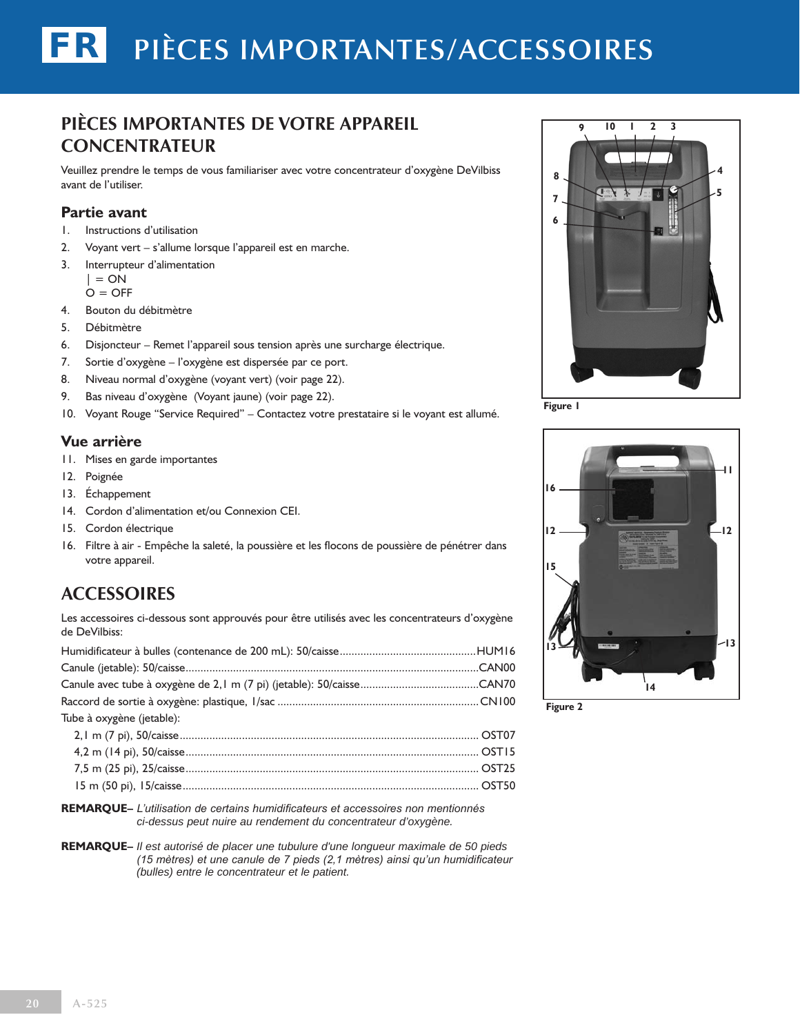# FR PIÈCES IMPORTANTES/ACCESSOIRES

## PIÈCES IMPORTANTES DE VOTRE APPAREIL CONCENTRATEUR

Veuillez prendre le temps de vous familiariser avec votre concentrateur d'oxygène DeVilbiss avant de l'utiliser.

### Partie avant

1. Instructions d'utilisation
2. Voyant vert – s'allume lorsque l'appareil est en marche.
3. Interrupteur d'alimentation
   | = ON
   O = OFF
4. Bouton du débitmètre
5. Débitmètre
6. Disjoncteur – Remet l'appareil sous tension après une surcharge électrique.
7. Sortie d'oxygène – l'oxygène est dispersée par ce port.
8. Niveau normal d'oxygène (voyant vert) (voir page 22).
9. Bas niveau d'oxygène (Voyant jaune) (voir page 22).
10. Voyant Rouge "Service Required" – Contactez votre prestataire si le voyant est allumé.

Figure 1

### Vue arrière

11. Mises en garde importantes
12. Poignée
13. Échappement
14. Cordon d'alimentation et/ou Connexion CEI.
15. Cordon électrique
16. Filtre à air - Empêche la saleté, la poussière et les flocons de poussière de pénétrer dans votre appareil.

Figure 2

## ACCESSOIRES

Les accessoires ci-dessous sont approuvés pour être utilisés avec les concentrateurs d'oxygène de DeVilbiss:

Humidificateur à bulles (contenance de 200 mL): 50/caisse............................................HUM16
Canule (jetable): 50/caisse..................................................................................................CAN00
Canule avec tube à oxygène de 2,1 m (7 pi) (jetable): 50/caisse........................................CAN70
Raccord de sortie à oxygène: plastique, 1/sac ....................................................................CN100
Tube à oxygène (jetable):
- 2,1 m (7 pi), 50/caisse.................................................................................................... OST07
- 4,2 m (14 pi), 50/caisse.................................................................................................. OST15
- 7,5 m (25 pi), 25/caisse.................................................................................................. OST25
- 15 m (50 pi), 15/caisse.................................................................................................. OST50

**REMARQUE–** *L'utilisation de certains humidificateurs et accessoires non mentionnés ci-dessus peut nuire au rendement du concentrateur d'oxygène.*

**REMARQUE–** *Il est autorisé de placer une tubulure d'une longueur maximale de 50 pieds (15 mètres) et une canule de 7 pieds (2,1 mètres) ainsi qu'un humidificateur (bulles) entre le concentrateur et le patient.*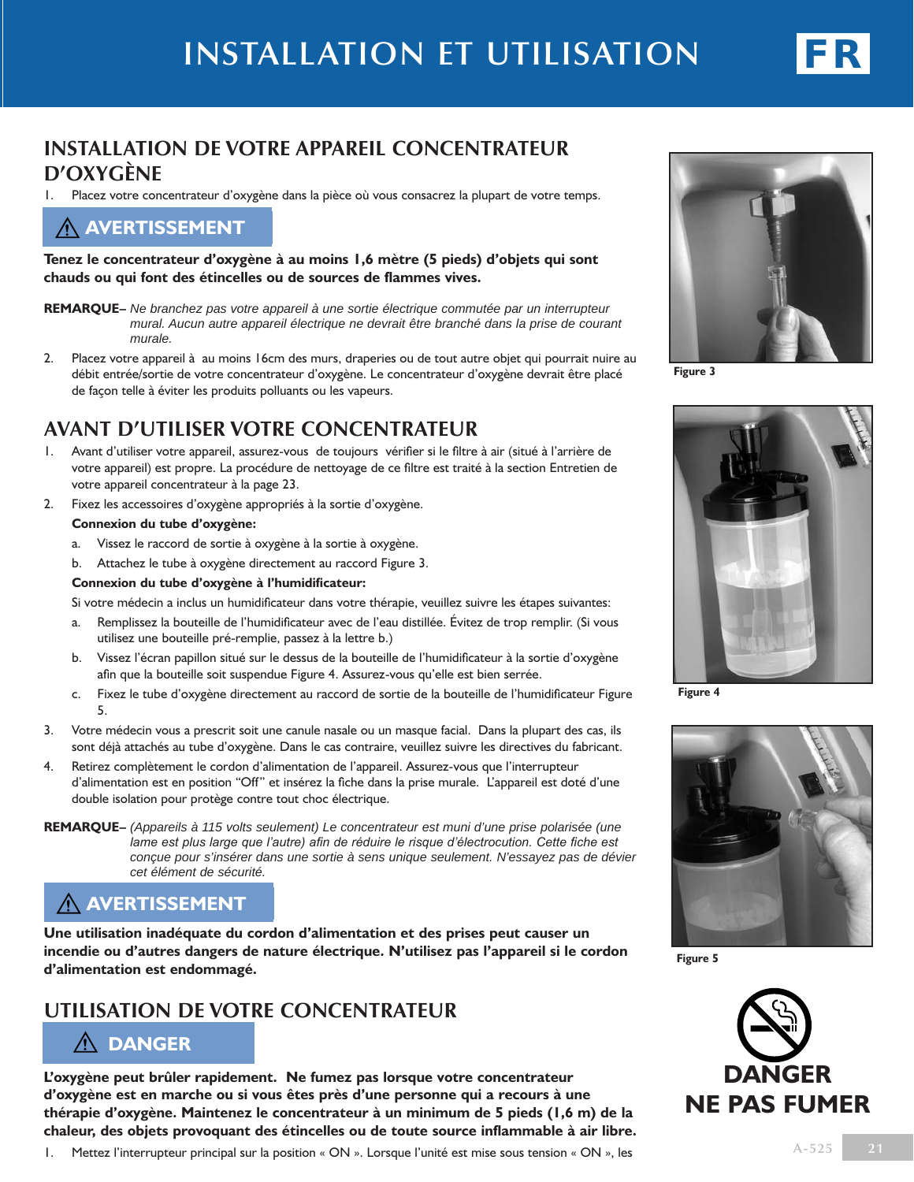# INSTALLATION ET UTILISATION

## INSTALLATION DE VOTRE APPAREIL CONCENTRATEUR D'OXYGÈNE

1. Placez votre concentrateur d'oxygène dans la pièce où vous consacrez la plupart de votre temps.

**⚠ AVERTISSEMENT**

**Tenez le concentrateur d'oxygène à au moins 1,6 mètre (5 pieds) d'objets qui sont chauds ou qui font des étincelles ou de sources de flammes vives.**

**REMARQUE–** *Ne branchez pas votre appareil à une sortie électrique commutée par un interrupteur mural. Aucun autre appareil électrique ne devrait être branché dans la prise de courant murale.*

2. Placez votre appareil à au moins 16cm des murs, draperies ou de tout autre objet qui pourrait nuire au débit entrée/sortie de votre concentrateur d'oxygène. Le concentrateur d'oxygène devrait être placé de façon telle à éviter les produits polluants ou les vapeurs.

## AVANT D'UTILISER VOTRE CONCENTRATEUR

1. Avant d'utiliser votre appareil, assurez-vous de toujours vérifier si le filtre à air (situé à l'arrière de votre appareil) est propre. La procédure de nettoyage de ce filtre est traité à la section Entretien de votre appareil concentrateur à la page 23.
2. Fixez les accessoires d'oxygène appropriés à la sortie d'oxygène.

   **Connexion du tube d'oxygène:**

   a. Vissez le raccord de sortie à oxygène à la sortie à oxygène.
   
   b. Attachez le tube à oxygène directement au raccord Figure 3.

   **Connexion du tube d'oxygène à l'humidificateur:**

   Si votre médecin a inclus un humidificateur dans votre thérapie, veuillez suivre les étapes suivantes:

   a. Remplissez la bouteille de l'humidificateur avec de l'eau distillée. Évitez de trop remplir. (Si vous utilisez une bouteille pré-remplie, passez à la lettre b.)
   
   b. Vissez l'écran papillon situé sur le dessus de la bouteille de l'humidificateur à la sortie d'oxygène afin que la bouteille soit suspendue Figure 4. Assurez-vous qu'elle est bien serrée.
   
   c. Fixez le tube d'oxygène directement au raccord de sortie de la bouteille de l'humidificateur Figure 5.
3. Votre médecin vous a prescrit soit une canule nasale ou un masque facial. Dans la plupart des cas, ils sont déjà attachés au tube d'oxygène. Dans le cas contraire, veuillez suivre les directives du fabricant.
4. Retirez complètement le cordon d'alimentation de l'appareil. Assurez-vous que l'interrupteur d'alimentation est en position "Off" et insérez la fiche dans la prise murale. L'appareil est doté d'une double isolation pour protège contre tout choc électrique.

**REMARQUE–** *(Appareils à 115 volts seulement) Le concentrateur est muni d'une prise polarisée (une lame est plus large que l'autre) afin de réduire le risque d'électrocution. Cette fiche est conçue pour s'insérer dans une sortie à sens unique seulement. N'essayez pas de déviér cet élément de sécurité.*

**⚠ AVERTISSEMENT**

**Une utilisation inadéquate du cordon d'alimentation et des prises peut causer un incendie ou d'autres dangers de nature électrique. N'utilisez pas l'appareil si le cordon d'alimentation est endommagé.**

## UTILISATION DE VOTRE CONCENTRATEUR

**⚠ DANGER**

**L'oxygène peut brûler rapidement. Ne fumez pas lorsque votre concentrateur d'oxygène est en marche ou si vous êtes près d'une personne qui a recours à une thérapie d'oxygène. Maintenez le concentrateur à un minimum de 5 pieds (1,6 m) de la chaleur, des objets provoquant des étincelles ou de toute source inflammable à air libre.**

1. Mettez l'interrupteur principal sur la position « ON ». Lorsque l'unité est mise sous tension « ON », les

Figure 3

Figure 4

Figure 5

**DANGER**
**NE PAS FUMER**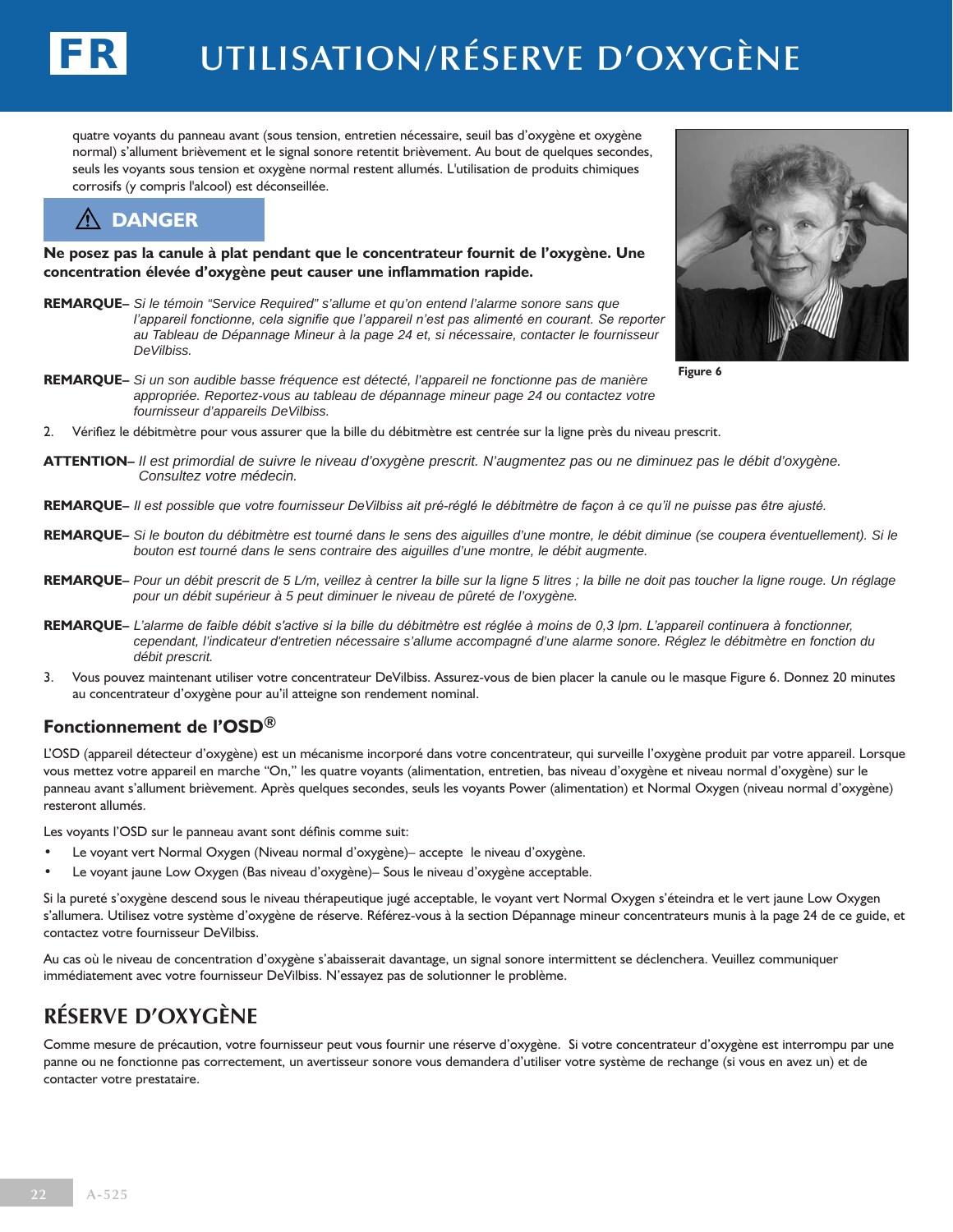# UTILISATION/RÉSERVE D'OXYGÈNE

quatre voyants du panneau avant (sous tension, entretien nécessaire, seuil bas d'oxygène et oxygène normal) s'allument brièvement et le signal sonore retentit brièvement. Au bout de quelques secondes, seuls les voyants sous tension et oxygène normal restent allumés. L'utilisation de produits chimiques corrosifs (y compris l'alcool) est déconseillée.

**⚠ DANGER**

**Ne posez pas la canule à plat pendant que le concentrateur fournit de l'oxygène. Une concentration élevée d'oxygène peut causer une inflammation rapide.**

**REMARQUE–** *Si le témoin "Service Required" s'allume et qu'on entend l'alarme sonore sans que l'appareil fonctionne, cela signifie que l'appareil n'est pas alimenté en courant. Se reporter au Tableau de Dépannage Mineur à la page 24 et, si nécessaire, contacter le fournisseur DeVilbiss.*

**REMARQUE–** *Si un son audible basse fréquence est détecté, l'appareil ne fonctionne pas de manière appropriée. Reportez-vous au tableau de dépannage mineur page 24 ou contactez votre fournisseur d'appareils DeVilbiss.*

Figure 6

2. Vérifiez le débitmètre pour vous assurer que la bille du débitmètre est centrée sur la ligne près du niveau prescrit.

**ATTENTION–** *Il est primordial de suivre le niveau d'oxygène prescrit. N'augmentez pas ou ne diminuez pas le débit d'oxygène. Consultez votre médecin.*

**REMARQUE–** *Il est possible que votre fournisseur DeVilbiss ait pré-réglé le débitmètre de façon à ce qu'il ne puisse pas être ajusté.*

**REMARQUE–** *Si le bouton du débitmètre est tourné dans le sens des aiguilles d'une montre, le débit diminue (se coupera éventuellement). Si le bouton est tourné dans le sens contraire des aiguilles d'une montre, le débit augmente.*

**REMARQUE–** *Pour un débit prescrit de 5 L/m, veillez à centrer la bille sur la ligne 5 litres ; la bille ne doit pas toucher la ligne rouge. Un réglage pour un débit supérieur à 5 peut diminuer le niveau de pûreté de l'oxygène.*

**REMARQUE–** *L'alarme de faible débit s'active si la bille du débitmètre est réglée à moins de 0,3 lpm. L'appareil continuera à fonctionner, cependant, l'indicateur d'entretien nécessaire s'allume accompagné d'une alarme sonore. Réglez le débitmètre en fonction du débit prescrit.*

3. Vous pouvez maintenant utiliser votre concentrateur DeVilbiss. Assurez-vous de bien placer la canule ou le masque Figure 6. Donnez 20 minutes au concentrateur d'oxygène pour qu'il atteigne son rendement nominal.

### Fonctionnement de l'OSD®

L'OSD (appareil détecteur d'oxygène) est un mécanisme incorporé dans votre concentrateur, qui surveille l'oxygène produit par votre appareil. Lorsque vous mettez votre appareil en marche "On," les quatre voyants (alimentation, entretien, bas niveau d'oxygène et niveau normal d'oxygène) sur le panneau avant s'allument brièvement. Après quelques secondes, seuls les voyants Power (alimentation) et Normal Oxygen (niveau normal d'oxygène) resteront allumés.

Les voyants l'OSD sur le panneau avant sont définis comme suit:

- Le voyant vert Normal Oxygen (Niveau normal d'oxygène)– accepte le niveau d'oxygène.
- Le voyant jaune Low Oxygen (Bas niveau d'oxygène)– Sous le niveau d'oxygène acceptable.

Si la pureté s'oxygène descend sous le niveau thérapeutique jugé acceptable, le voyant vert Normal Oxygen s'éteindra et le vert jaune Low Oxygen s'allumera. Utilisez votre système d'oxygène de réserve. Référez-vous à la section Dépannage mineur concentrateurs munis à la page 24 de ce guide, et contactez votre fournisseur DeVilbiss.

Au cas où le niveau de concentration d'oxygène s'abaisserait davantage, un signal sonore intermittent se déclenchera. Veuillez communiquer immédiatement avec votre fournisseur DeVilbiss. N'essayez pas de solutionner le problème.

## RÉSERVE D'OXYGÈNE

Comme mesure de précaution, votre fournisseur peut vous fournir une réserve d'oxygène. Si votre concentrateur d'oxygène est interrompu par une panne ou ne fonctionne pas correctement, un avertisseur sonore vous demandera d'utiliser votre système de rechange (si vous en avez un) et de contacter votre prestataire.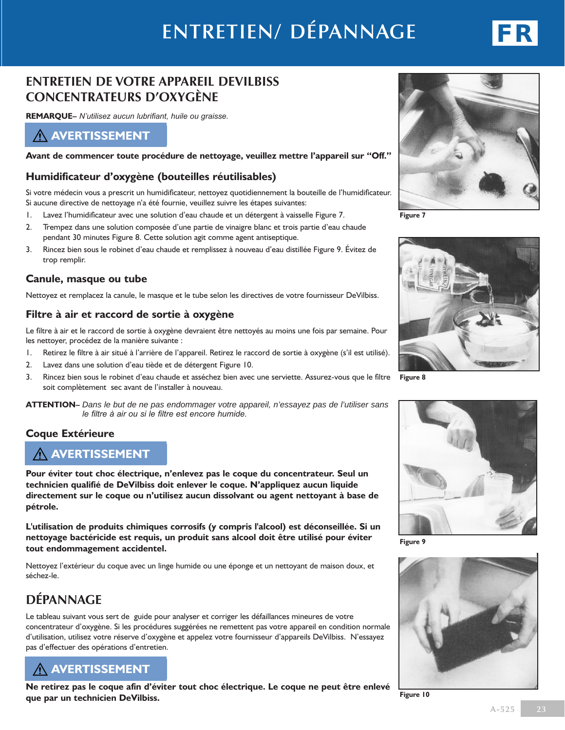# ENTRETIEN/ DÉPANNAGE

## ENTRETIEN DE VOTRE APPAREIL DEVILBISS CONCENTRATEURS D'OXYGÈNE

**REMARQUE–** *N'utilisez aucun lubrifiant, huile ou graisse.*

**⚠ AVERTISSEMENT**

**Avant de commencer toute procédure de nettoyage, veuillez mettre l'appareil sur "Off."**

### Humidificateur d'oxygène (bouteilles réutilisables)

Si votre médecin vous a prescrit un humidificateur, nettoyez quotidiennement la bouteille de l'humidificateur. Si aucune directive de nettoyage n'a été fournie, veuillez suivre les étapes suivantes:

1. Lavez l'humidificateur avec une solution d'eau chaude et un détergent à vaisselle Figure 7.
2. Trempez dans une solution composée d'une partie de vinaigre blanc et trois partie d'eau chaude pendant 30 minutes Figure 8. Cette solution agit comme agent antiseptique.
3. Rincez bien sous le robinet d'eau chaude et remplissez à nouveau d'eau distillée Figure 9. Évitez de trop remplir.

### Canule, masque ou tube

Nettoyez et remplacez la canule, le masque et le tube selon les directives de votre fournisseur DeVilbiss.

### Filtre à air et raccord de sortie à oxygène

Le filtre à air et le raccord de sortie à oxygène devraient être nettoyés au moins une fois par semaine. Pour les nettoyer, procédez de la manière suivante :

1. Retirez le filtre à air situé à l'arrière de l'appareil. Retirez le raccord de sortie à oxygène (s'il est utilisé).
2. Lavez dans une solution d'eau tiède et de détergent Figure 10.
3. Rincez bien sous le robinet d'eau chaude et asséchez bien avec une serviette. Assurez-vous que le filtre soit complètement sec avant de l'installer à nouveau.

**ATTENTION–** *Dans le but de ne pas endommager votre appareil, n'essayez pas de l'utiliser sans le filtre à air ou si le filtre est encore humide.*

### Coque Extérieure

**⚠ AVERTISSEMENT**

**Pour éviter tout choc électrique, n'enlevez pas le coque du concentrateur. Seul un technicien qualifié de DeVilbiss doit enlever le coque. N'appliquez aucun liquide directement sur le coque ou n'utilisez aucun dissolvant ou agent nettoyant à base de pétrole.**

**L'utilisation de produits chimiques corrosifs (y compris l'alcool) est déconseillée. Si un nettoyage bactéricide est requis, un produit sans alcool doit être utilisé pour éviter tout endommagement accidentel.**

Nettoyez l'extérieur du coque avec un linge humide ou une éponge et un nettoyant de maison doux, et séchez-le.

## DÉPANNAGE

Le tableau suivant vous sert de guide pour analyser et corriger les défaillances mineures de votre concentrateur d'oxygène. Si les procédures suggérées ne remettent pas votre appareil en condition normale d'utilisation, utilisez votre réserve d'oxygène et appelez votre fournisseur d'appareils DeVilbiss. N'essayez pas d'effectuer des opérations d'entretien.

**⚠ AVERTISSEMENT**

**Ne retirez pas le coque afin d'éviter tout choc électrique. Le coque ne peut être enlevé que par un technicien DeVilbiss.**

Figure 7

Figure 8

Figure 9

Figure 10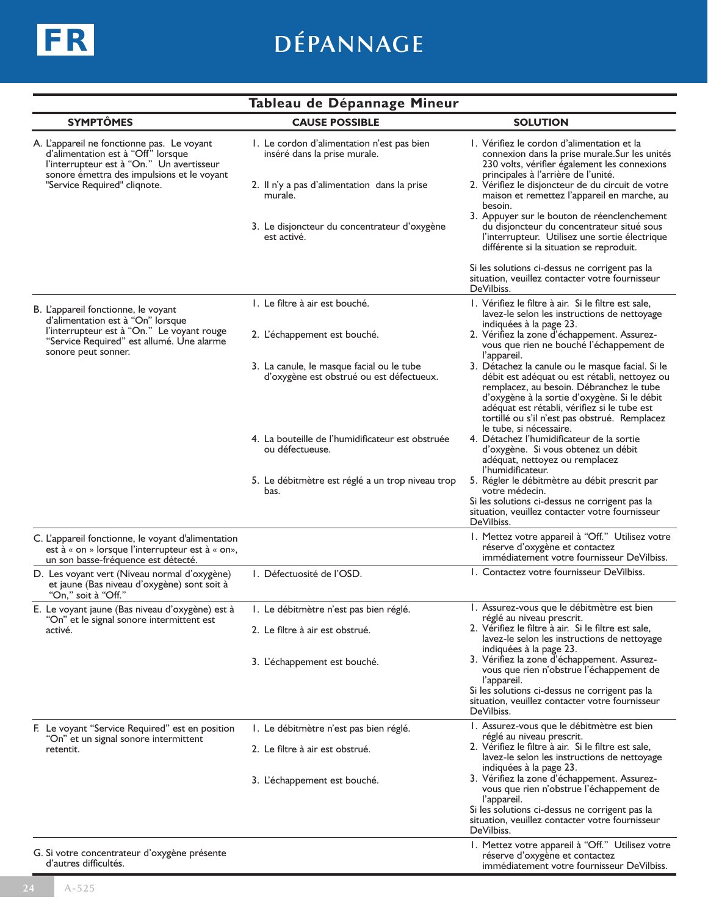# DÉPANNAGE

## Tableau de Dépannage Mineur

| SYMPTÔMES | CAUSE POSSIBLE | SOLUTION |
|---|---|---|
| A. L'appareil ne fonctionne pas. Le voyant d'alimentation est à "Off" lorsque l'interrupteur est à "On." Un avertisseur sonore émettra des impulsions et le voyant "Service Required" clignote. | 1. Le cordon d'alimentation n'est pas bien inséré dans la prise murale.<br>2. Il n'y a pas d'alimentation dans la prise murale.<br>3. Le disjoncteur du concentrateur d'oxygène est activé. | 1. Vérifiez le cordon d'alimentation et la connexion dans la prise murale.Sur les unités 230 volts, vérifier également les connexions principales à l'arrière de l'unité.<br>2. Vérifiez le disjoncteur de du circuit de votre maison et remettez l'appareil en marche, au besoin.<br>3. Appuyer sur le bouton de réenclenchement du disjoncteur du concentrateur situé sous l'interrupteur. Utilisez une sortie électrique différente si la situation se reproduit.<br><br>Si les solutions ci-dessus ne corrigent pas la situation, veuillez contacter votre fournisseur DeVilbiss. |
| B. L'appareil fonctionne, le voyant d'alimentation est à "On" lorsque l'interrupteur est à "On." Le voyant rouge "Service Required" est allumé. Une alarme sonore peut sonner. | 1. Le filtre à air est bouché.<br>2. L'échappement est bouché.<br>3. La canule, le masque facial ou le tube d'oxygène est obstrué ou est défectueux.<br>4. La bouteille de l'humidificateur est obstruée ou défectueuse.<br>5. Le débitmètre est réglé a un trop niveau trop bas. | 1. Vérifiez le filtre à air. Si le filtre est sale, lavez-le selon les instructions de nettoyage indiquées à la page 23.<br>2. Vérifiez la zone d'échappement. Assurez-vous que rien ne bouché l'échappement de l'appareil.<br>3. Détachez la canule ou le masque facial. Si le débit est adéquat ou est rétabli, nettoyez ou remplacez, au besoin. Débranchez le tube d'oxygène à la sortie d'oxygène. Si le débit adéquat est rétabli, vérifiez si le tube est tortillé ou s'il n'est pas obstrué. Remplacez le tube, si nécessaire.<br>4. Détachez l'humidificateur de la sortie d'oxygène. Si vous obtenez un débit adéquat, nettoyez ou remplacez l'humidificateur.<br>5. Régler le débitmètre au débit prescrit par votre médecin.<br>Si les solutions ci-dessus ne corrigent pas la situation, veuillez contacter votre fournisseur DeVilbiss. |
| C. L'appareil fonctionne, le voyant d'alimentation est à « on » lorsque l'interrupteur est à « on», un son basse-fréquence est détecté. | | 1. Mettez votre appareil à "Off." Utilisez votre réserve d'oxygène et contactez immédiatement votre fournisseur DeVilbiss. |
| D. Les voyant vert (Niveau normal d'oxygène) et jaune (Bas niveau d'oxygène) sont soit à "On," soit à "Off." | 1. Défectuosité de l'OSD. | 1. Contactez votre fournisseur DeVilbiss. |
| E. Le voyant jaune (Bas niveau d'oxygène) est à "On" et le signal sonore intermittent est activé. | 1. Le débitmètre n'est pas bien réglé.<br>2. Le filtre à air est obstrué.<br>3. L'échappement est bouché. | 1. Assurez-vous que le débitmètre est bien réglé au niveau prescrit.<br>2. Vérifiez le filtre à air. Si le filtre est sale, lavez-le selon les instructions de nettoyage indiquées à la page 23.<br>3. Vérifiez la zone d'échappement. Assurez-vous que rien n'obstrue l'échappement de l'appareil.<br>Si les solutions ci-dessus ne corrigent pas la situation, veuillez contacter votre fournisseur DeVilbiss. |
| F. Le voyant "Service Required" est en position "On" et un signal sonore intermittent retentit. | 1. Le débitmètre n'est pas bien réglé.<br>2. Le filtre à air est obstrué.<br>3. L'échappement est bouché. | 1. Assurez-vous que le débitmètre est bien réglé au niveau prescrit.<br>2. Vérifiez le filtre à air. Si le filtre est sale, lavez-le selon les instructions de nettoyage indiquées à la page 23.<br>3. Vérifiez la zone d'échappement. Assurez-vous que rien n'obstrue l'échappement de l'appareil.<br>Si les solutions ci-dessus ne corrigent pas la situation, veuillez contacter votre fournisseur DeVilbiss. |
| G. Si votre concentrateur d'oxygène présente d'autres difficultés. | | 1. Mettez votre appareil à "Off." Utilisez votre réserve d'oxygène et contactez immédiatement votre fournisseur DeVilbiss. |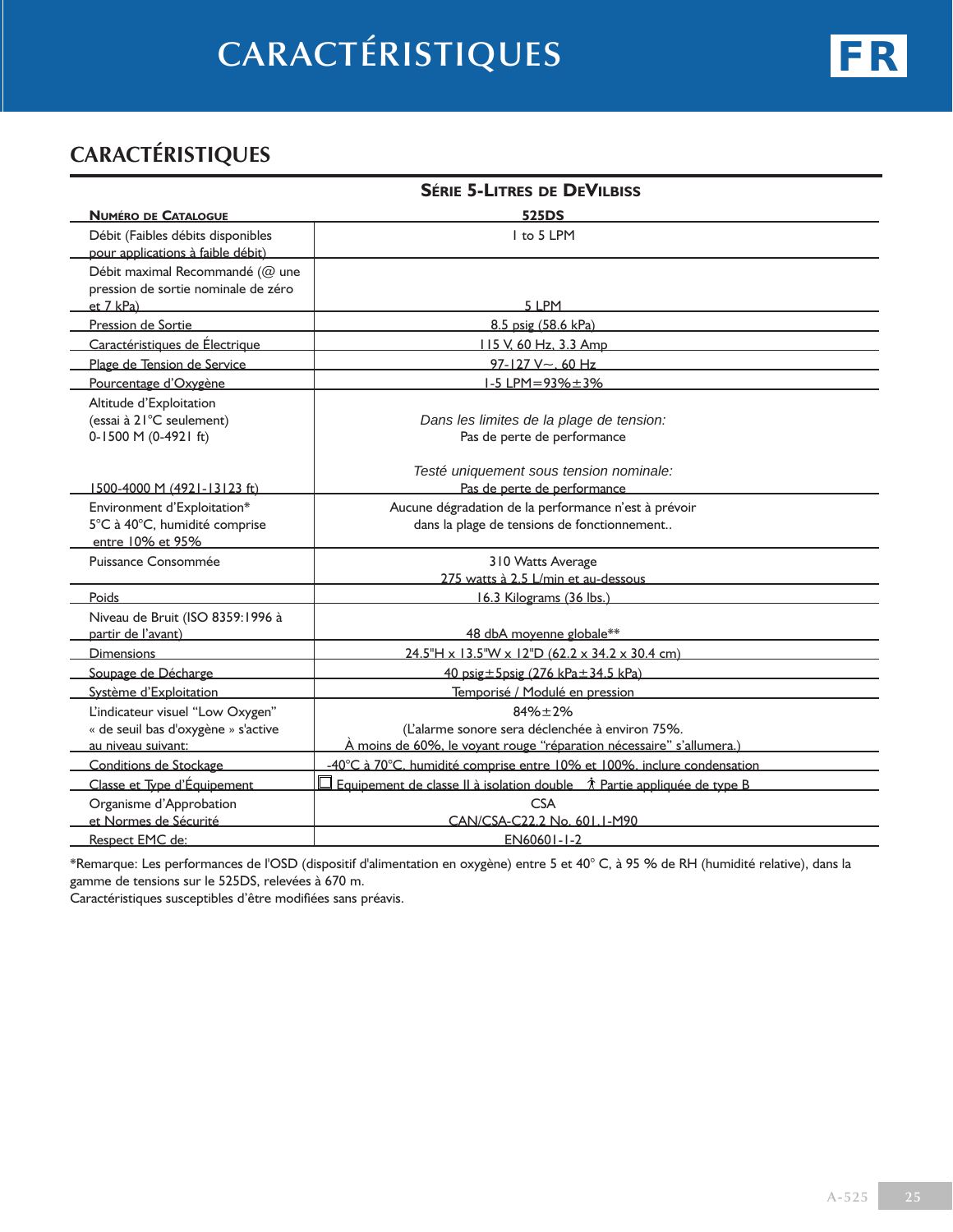# CARACTÉRISTIQUES

## CARACTÉRISTIQUES

| | SÉRIE 5-LITRES DE DEVILBISS |
|---|---|
| **NUMÉRO DE CATALOGUE** | **525DS** |
| Débit (Faibles débits disponibles pour applications à faible débit) | 1 to 5 LPM |
| Débit maximal Recommandé (@ une pression de sortie nominale de zéro et 7 kPa) | 5 LPM |
| Pression de Sortie | 8.5 psig (58.6 kPa) |
| Caractéristiques de Électrique | 115 V, 60 Hz, 3.3 Amp |
| Plage de Tension de Service | 97-127 V~, 60 Hz |
| Pourcentage d'Oxygène | 1-5 LPM=93%±3% |
| Altitude d'Exploitation (essai à 21°C seulement) 0-1500 M (0-4921 ft) | *Dans les limites de la plage de tension:* Pas de perte de performance |
| 1500-4000 M (4921-13123 ft) | *Testé uniquement sous tension nominale:* Pas de perte de performance |
| Environment d'Exploitation* 5°C à 40°C, humidité comprise entre 10% et 95% | Aucune dégradation de la performance n'est à prévoir dans la plage de tensions de fonctionnement.. |
| Puissance Consommée | 310 Watts Average 275 watts à 2.5 L/min et au-dessous |
| Poids | 16.3 Kilograms (36 lbs.) |
| Niveau de Bruit (ISO 8359:1996 à partir de l'avant) | 48 dbA moyenne globale** |
| Dimensions | 24.5"H x 13.5"W x 12"D (62.2 x 34.2 x 30.4 cm) |
| Soupage de Décharge | 40 psig±5psig (276 kPa±34.5 kPa) |
| Système d'Exploitation | Temporisé / Modulé en pression |
| L'indicateur visuel "Low Oxygen" « de seuil bas d'oxygène » s'active au niveau suivant: | 84%±2% (L'alarme sonore sera déclenchée à environ 75%. À moins de 60%, le voyant rouge "réparation nécessaire" s'allumera.) |
| Conditions de Stockage | -40°C à 70°C, humidité comprise entre 10% et 100%, inclure condensation |
| Classe et Type d'Équipement | ☐ Equipement de classe II à isolation double  🯅 Partie appliquée de type B |
| Organisme d'Approbation et Normes de Sécurité | CSA CAN/CSA-C22.2 No. 601.1-M90 |
| Respect EMC de: | EN60601-1-2 |

*Remarque: Les performances de l'OSD (dispositif d'alimentation en oxygène) entre 5 et 40° C, à 95 % de RH (humidité relative), dans la gamme de tensions sur le 525DS, relevées à 670 m.

Caractéristiques susceptibles d'être modifiées sans préavis.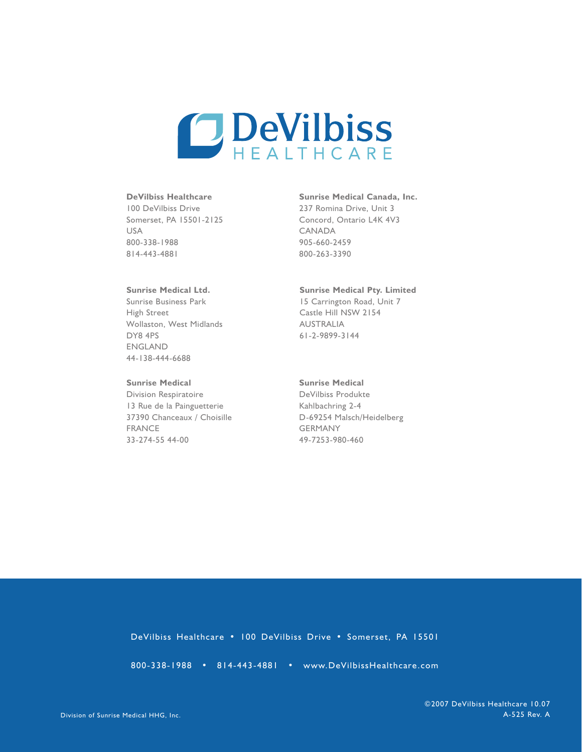# DeVilbiss HEALTHCARE

**DeVilbiss Healthcare**
100 DeVilbiss Drive
Somerset, PA 15501-2125
USA
800-338-1988
814-443-4881

**Sunrise Medical Canada, Inc.**
237 Romina Drive, Unit 3
Concord, Ontario L4K 4V3
CANADA
905-660-2459
800-263-3390

**Sunrise Medical Ltd.**
Sunrise Business Park
High Street
Wollaston, West Midlands
DY8 4PS
ENGLAND
44-138-444-6688

**Sunrise Medical Pty. Limited**
15 Carrington Road, Unit 7
Castle Hill NSW 2154
AUSTRALIA
61-2-9899-3144

**Sunrise Medical**
Division Respiratoire
13 Rue de la Painguetterie
37390 Chanceaux / Choisille
FRANCE
33-274-55 44-00

**Sunrise Medical**
DeVilbiss Produkte
Kahlbachring 2-4
D-69254 Malsch/Heidelberg
GERMANY
49-7253-980-460

DeVilbiss Healthcare • 100 DeVilbiss Drive • Somerset, PA 15501

800-338-1988 • 814-443-4881 • www.DeVilbissHealthcare.com

Division of Sunrise Medical HHG, Inc.

©2007 DeVilbiss Healthcare 10.07
A-525 Rev. A